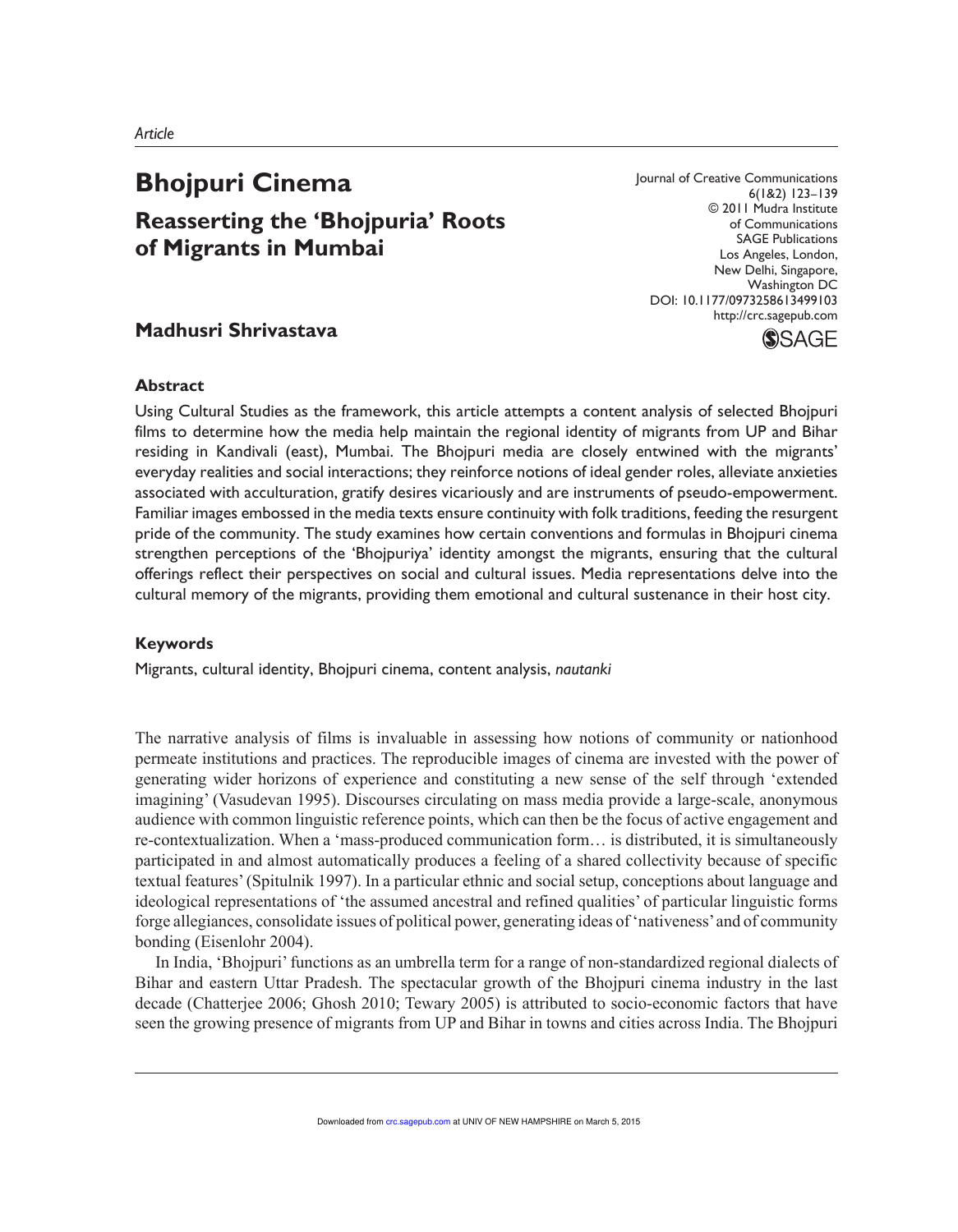*Article*

# Bhojpuri Cinema

## Reasserting the 'Bhojpuria' Roots of Migrants in Mumbai

Journal of Creative Communications
6(1&2) 123–139
© 2011 Mudra Institute of Communications
SAGE Publications
Los Angeles, London, New Delhi, Singapore, Washington DC
DOI: 10.1177/0973258613499103
http://crc.sagepub.com

**Madhusri Shrivastava**

### Abstract

Using Cultural Studies as the framework, this article attempts a content analysis of selected Bhojpuri films to determine how the media help maintain the regional identity of migrants from UP and Bihar residing in Kandivali (east), Mumbai. The Bhojpuri media are closely entwined with the migrants' everyday realities and social interactions; they reinforce notions of ideal gender roles, alleviate anxieties associated with acculturation, gratify desires vicariously and are instruments of pseudo-empowerment. Familiar images embossed in the media texts ensure continuity with folk traditions, feeding the resurgent pride of the community. The study examines how certain conventions and formulas in Bhojpuri cinema strengthen perceptions of the 'Bhojpuriya' identity amongst the migrants, ensuring that the cultural offerings reflect their perspectives on social and cultural issues. Media representations delve into the cultural memory of the migrants, providing them emotional and cultural sustenance in their host city.

### Keywords

Migrants, cultural identity, Bhojpuri cinema, content analysis, *nautanki*

The narrative analysis of films is invaluable in assessing how notions of community or nationhood permeate institutions and practices. The reproducible images of cinema are invested with the power of generating wider horizons of experience and constituting a new sense of the self through 'extended imagining' (Vasudevan 1995). Discourses circulating on mass media provide a large-scale, anonymous audience with common linguistic reference points, which can then be the focus of active engagement and re-contextualization. When a 'mass-produced communication form… is distributed, it is simultaneously participated in and almost automatically produces a feeling of a shared collectivity because of specific textual features' (Spitulnik 1997). In a particular ethnic and social setup, conceptions about language and ideological representations of 'the assumed ancestral and refined qualities' of particular linguistic forms forge allegiances, consolidate issues of political power, generating ideas of 'nativeness' and of community bonding (Eisenlohr 2004).

In India, 'Bhojpuri' functions as an umbrella term for a range of non-standardized regional dialects of Bihar and eastern Uttar Pradesh. The spectacular growth of the Bhojpuri cinema industry in the last decade (Chatterjee 2006; Ghosh 2010; Tewary 2005) is attributed to socio-economic factors that have seen the growing presence of migrants from UP and Bihar in towns and cities across India. The Bhojpuri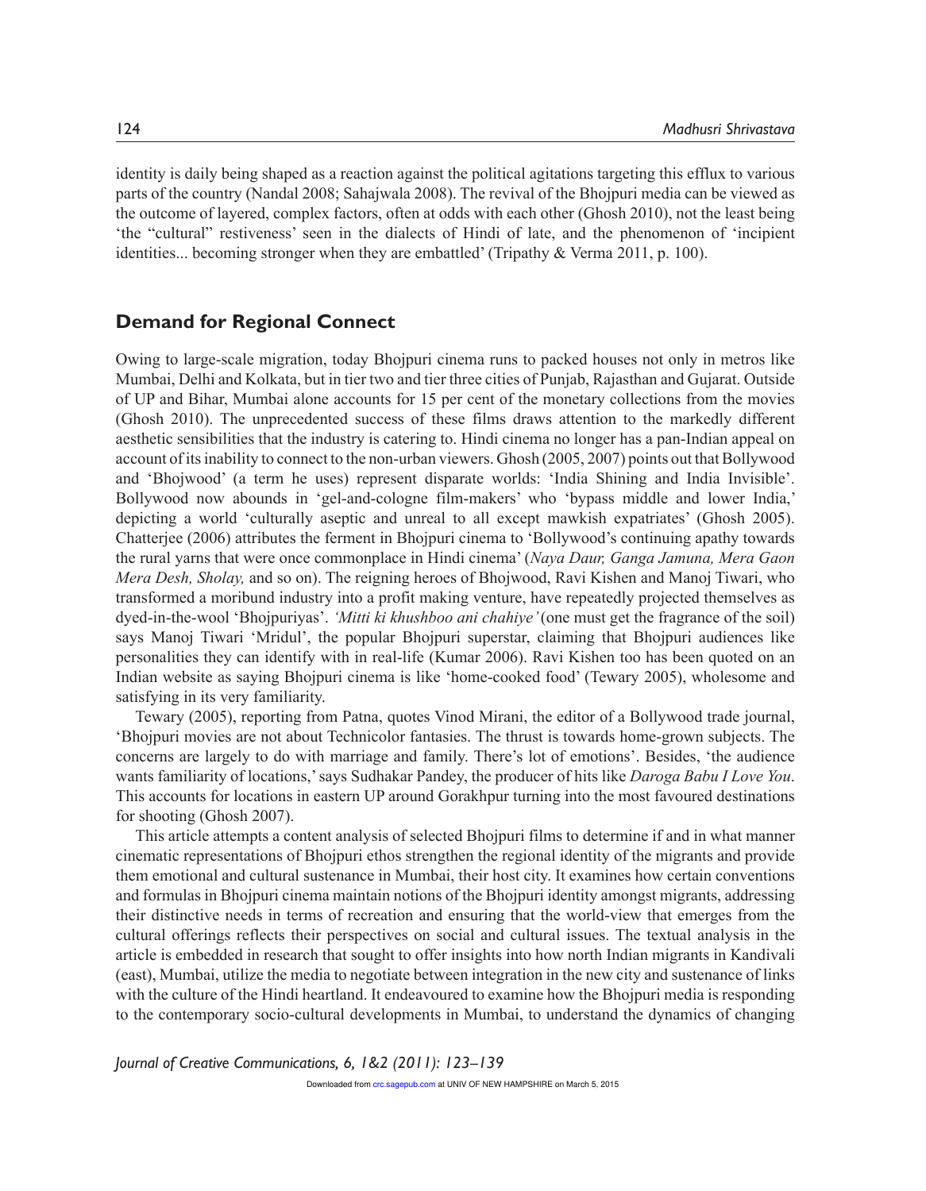identity is daily being shaped as a reaction against the political agitations targeting this efflux to various parts of the country (Nandal 2008; Sahajwala 2008). The revival of the Bhojpuri media can be viewed as the outcome of layered, complex factors, often at odds with each other (Ghosh 2010), not the least being 'the "cultural" restiveness' seen in the dialects of Hindi of late, and the phenomenon of 'incipient identities... becoming stronger when they are embattled' (Tripathy & Verma 2011, p. 100).

## Demand for Regional Connect

Owing to large-scale migration, today Bhojpuri cinema runs to packed houses not only in metros like Mumbai, Delhi and Kolkata, but in tier two and tier three cities of Punjab, Rajasthan and Gujarat. Outside of UP and Bihar, Mumbai alone accounts for 15 per cent of the monetary collections from the movies (Ghosh 2010). The unprecedented success of these films draws attention to the markedly different aesthetic sensibilities that the industry is catering to. Hindi cinema no longer has a pan-Indian appeal on account of its inability to connect to the non-urban viewers. Ghosh (2005, 2007) points out that Bollywood and 'Bhojwood' (a term he uses) represent disparate worlds: 'India Shining and India Invisible'. Bollywood now abounds in 'gel-and-cologne film-makers' who 'bypass middle and lower India,' depicting a world 'culturally aseptic and unreal to all except mawkish expatriates' (Ghosh 2005). Chatterjee (2006) attributes the ferment in Bhojpuri cinema to 'Bollywood's continuing apathy towards the rural yarns that were once commonplace in Hindi cinema' (*Naya Daur, Ganga Jamuna, Mera Gaon Mera Desh, Sholay,* and so on). The reigning heroes of Bhojwood, Ravi Kishen and Manoj Tiwari, who transformed a moribund industry into a profit making venture, have repeatedly projected themselves as dyed-in-the-wool 'Bhojpuriyas'. *'Mitti ki khushboo ani chahiye'* (one must get the fragrance of the soil) says Manoj Tiwari 'Mridul', the popular Bhojpuri superstar, claiming that Bhojpuri audiences like personalities they can identify with in real-life (Kumar 2006). Ravi Kishen too has been quoted on an Indian website as saying Bhojpuri cinema is like 'home-cooked food' (Tewary 2005), wholesome and satisfying in its very familiarity.

Tewary (2005), reporting from Patna, quotes Vinod Mirani, the editor of a Bollywood trade journal, 'Bhojpuri movies are not about Technicolor fantasies. The thrust is towards home-grown subjects. The concerns are largely to do with marriage and family. There's lot of emotions'. Besides, 'the audience wants familiarity of locations,' says Sudhakar Pandey, the producer of hits like *Daroga Babu I Love You*. This accounts for locations in eastern UP around Gorakhpur turning into the most favoured destinations for shooting (Ghosh 2007).

This article attempts a content analysis of selected Bhojpuri films to determine if and in what manner cinematic representations of Bhojpuri ethos strengthen the regional identity of the migrants and provide them emotional and cultural sustenance in Mumbai, their host city. It examines how certain conventions and formulas in Bhojpuri cinema maintain notions of the Bhojpuri identity amongst migrants, addressing their distinctive needs in terms of recreation and ensuring that the world-view that emerges from the cultural offerings reflects their perspectives on social and cultural issues. The textual analysis in the article is embedded in research that sought to offer insights into how north Indian migrants in Kandivali (east), Mumbai, utilize the media to negotiate between integration in the new city and sustenance of links with the culture of the Hindi heartland. It endeavoured to examine how the Bhojpuri media is responding to the contemporary socio-cultural developments in Mumbai, to understand the dynamics of changing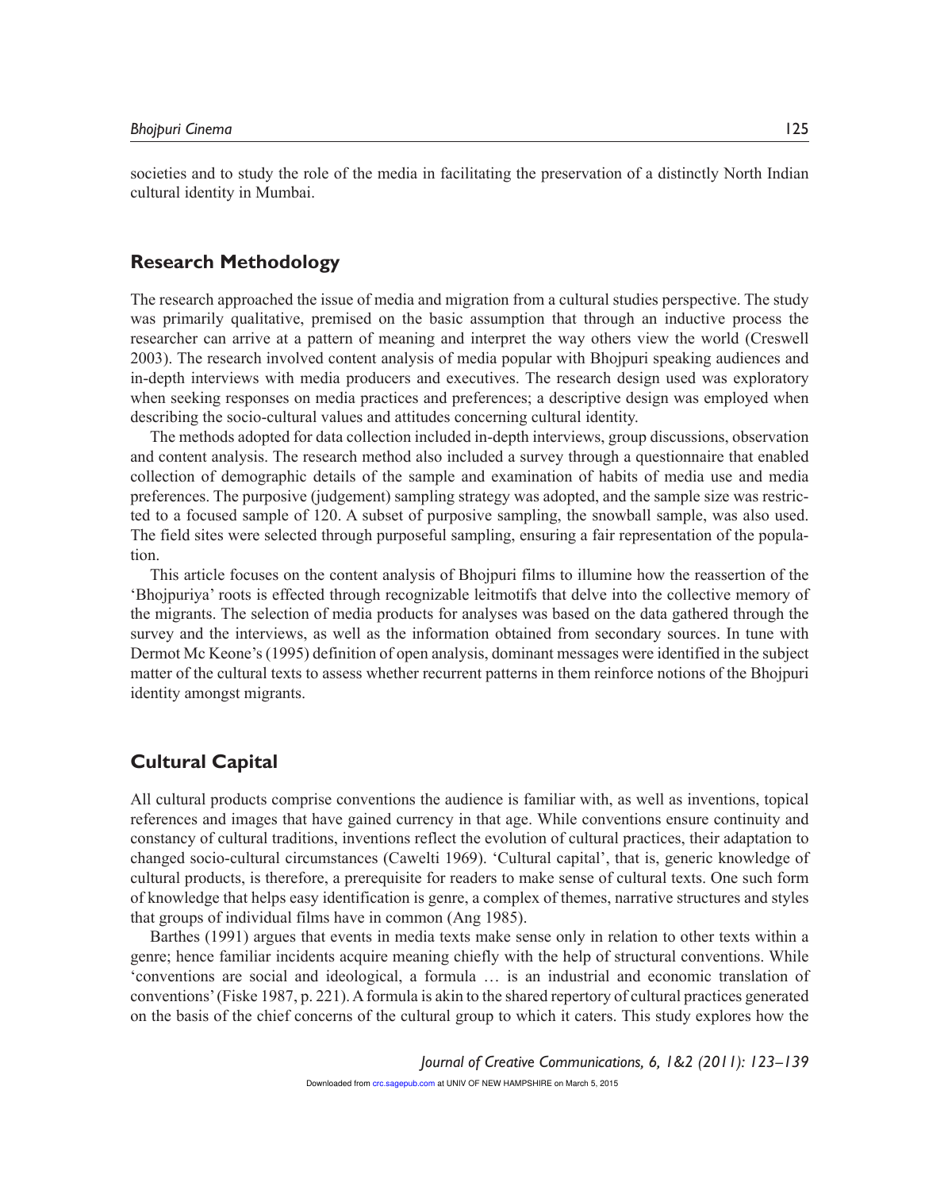societies and to study the role of the media in facilitating the preservation of a distinctly North Indian cultural identity in Mumbai.

## Research Methodology

The research approached the issue of media and migration from a cultural studies perspective. The study was primarily qualitative, premised on the basic assumption that through an inductive process the researcher can arrive at a pattern of meaning and interpret the way others view the world (Creswell 2003). The research involved content analysis of media popular with Bhojpuri speaking audiences and in-depth interviews with media producers and executives. The research design used was exploratory when seeking responses on media practices and preferences; a descriptive design was employed when describing the socio-cultural values and attitudes concerning cultural identity.

The methods adopted for data collection included in-depth interviews, group discussions, observation and content analysis. The research method also included a survey through a questionnaire that enabled collection of demographic details of the sample and examination of habits of media use and media preferences. The purposive (judgement) sampling strategy was adopted, and the sample size was restricted to a focused sample of 120. A subset of purposive sampling, the snowball sample, was also used. The field sites were selected through purposeful sampling, ensuring a fair representation of the population.

This article focuses on the content analysis of Bhojpuri films to illumine how the reassertion of the 'Bhojpuriya' roots is effected through recognizable leitmotifs that delve into the collective memory of the migrants. The selection of media products for analyses was based on the data gathered through the survey and the interviews, as well as the information obtained from secondary sources. In tune with Dermot Mc Keone's (1995) definition of open analysis, dominant messages were identified in the subject matter of the cultural texts to assess whether recurrent patterns in them reinforce notions of the Bhojpuri identity amongst migrants.

## Cultural Capital

All cultural products comprise conventions the audience is familiar with, as well as inventions, topical references and images that have gained currency in that age. While conventions ensure continuity and constancy of cultural traditions, inventions reflect the evolution of cultural practices, their adaptation to changed socio-cultural circumstances (Cawelti 1969). 'Cultural capital', that is, generic knowledge of cultural products, is therefore, a prerequisite for readers to make sense of cultural texts. One such form of knowledge that helps easy identification is genre, a complex of themes, narrative structures and styles that groups of individual films have in common (Ang 1985).

Barthes (1991) argues that events in media texts make sense only in relation to other texts within a genre; hence familiar incidents acquire meaning chiefly with the help of structural conventions. While 'conventions are social and ideological, a formula … is an industrial and economic translation of conventions' (Fiske 1987, p. 221). A formula is akin to the shared repertory of cultural practices generated on the basis of the chief concerns of the cultural group to which it caters. This study explores how the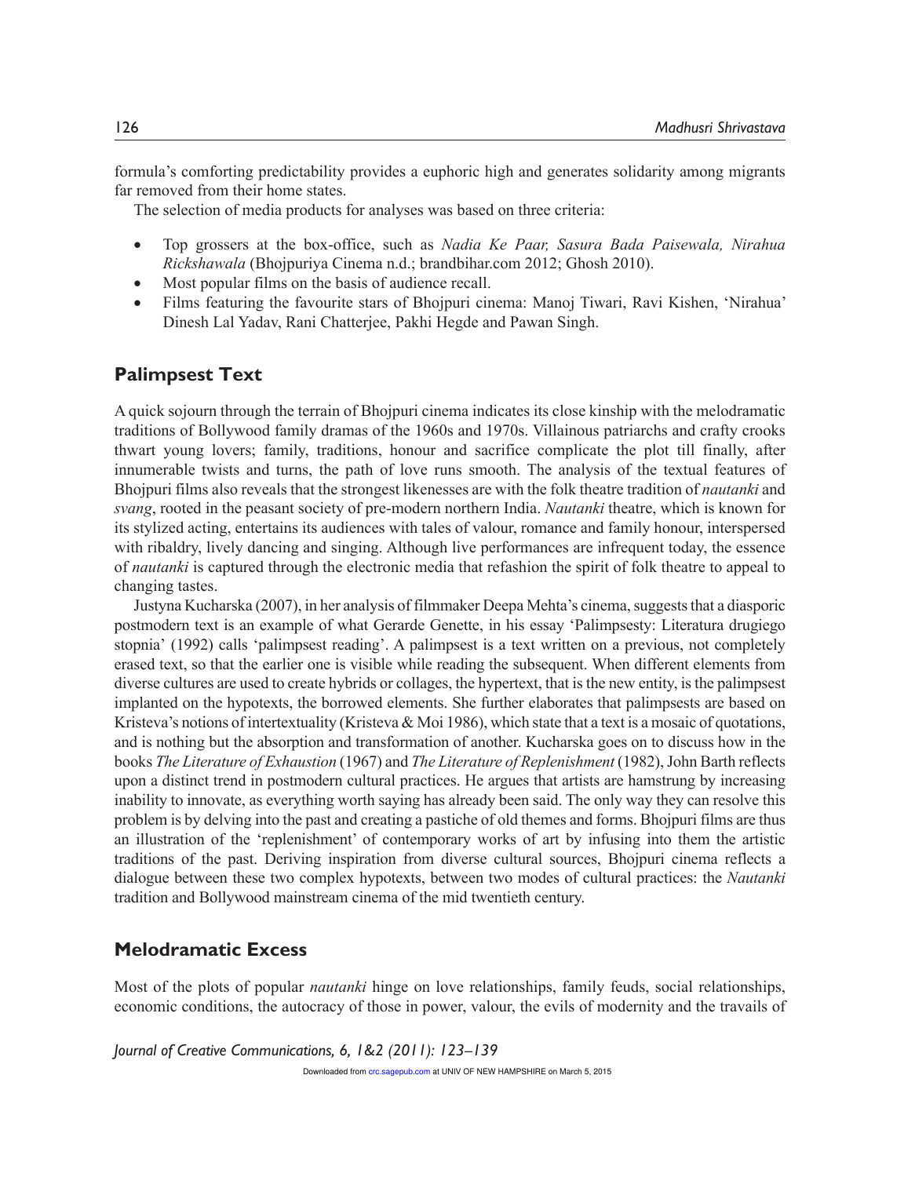formula's comforting predictability provides a euphoric high and generates solidarity among migrants far removed from their home states.

The selection of media products for analyses was based on three criteria:

- Top grossers at the box-office, such as *Nadia Ke Paar, Sasura Bada Paisewala, Nirahua Rickshawala* (Bhojpuriya Cinema n.d.; brandbihar.com 2012; Ghosh 2010).
- Most popular films on the basis of audience recall.
- Films featuring the favourite stars of Bhojpuri cinema: Manoj Tiwari, Ravi Kishen, 'Nirahua' Dinesh Lal Yadav, Rani Chatterjee, Pakhi Hegde and Pawan Singh.

## Palimpsest Text

A quick sojourn through the terrain of Bhojpuri cinema indicates its close kinship with the melodramatic traditions of Bollywood family dramas of the 1960s and 1970s. Villainous patriarchs and crafty crooks thwart young lovers; family, traditions, honour and sacrifice complicate the plot till finally, after innumerable twists and turns, the path of love runs smooth. The analysis of the textual features of Bhojpuri films also reveals that the strongest likenesses are with the folk theatre tradition of *nautanki* and *svang*, rooted in the peasant society of pre-modern northern India. *Nautanki* theatre, which is known for its stylized acting, entertains its audiences with tales of valour, romance and family honour, interspersed with ribaldry, lively dancing and singing. Although live performances are infrequent today, the essence of *nautanki* is captured through the electronic media that refashion the spirit of folk theatre to appeal to changing tastes.

Justyna Kucharska (2007), in her analysis of filmmaker Deepa Mehta's cinema, suggests that a diasporic postmodern text is an example of what Gerarde Genette, in his essay 'Palimpsesty: Literatura drugiego stopnia' (1992) calls 'palimpsest reading'. A palimpsest is a text written on a previous, not completely erased text, so that the earlier one is visible while reading the subsequent. When different elements from diverse cultures are used to create hybrids or collages, the hypertext, that is the new entity, is the palimpsest implanted on the hypotexts, the borrowed elements. She further elaborates that palimpsests are based on Kristeva's notions of intertextuality (Kristeva & Moi 1986), which state that a text is a mosaic of quotations, and is nothing but the absorption and transformation of another. Kucharska goes on to discuss how in the books *The Literature of Exhaustion* (1967) and *The Literature of Replenishment* (1982), John Barth reflects upon a distinct trend in postmodern cultural practices. He argues that artists are hamstrung by increasing inability to innovate, as everything worth saying has already been said. The only way they can resolve this problem is by delving into the past and creating a pastiche of old themes and forms. Bhojpuri films are thus an illustration of the 'replenishment' of contemporary works of art by infusing into them the artistic traditions of the past. Deriving inspiration from diverse cultural sources, Bhojpuri cinema reflects a dialogue between these two complex hypotexts, between two modes of cultural practices: the *Nautanki* tradition and Bollywood mainstream cinema of the mid twentieth century.

## Melodramatic Excess

Most of the plots of popular *nautanki* hinge on love relationships, family feuds, social relationships, economic conditions, the autocracy of those in power, valour, the evils of modernity and the travails of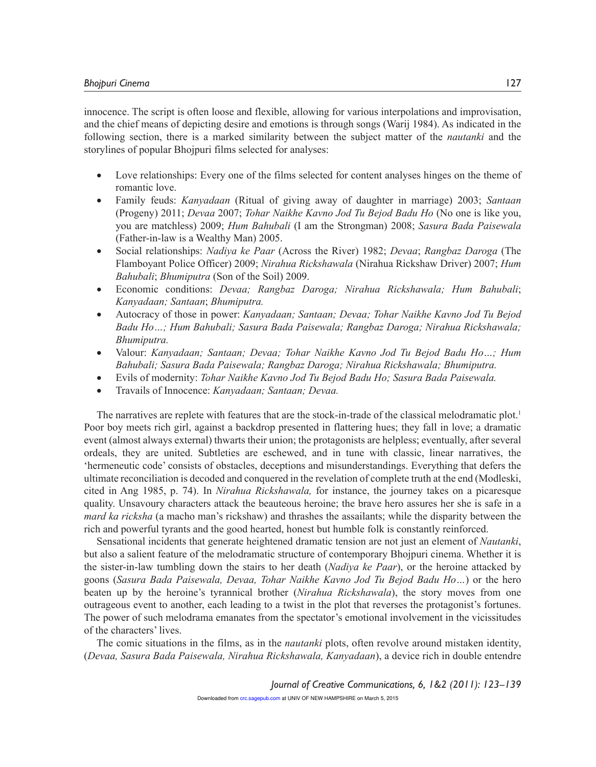innocence. The script is often loose and flexible, allowing for various interpolations and improvisation, and the chief means of depicting desire and emotions is through songs (Warij 1984). As indicated in the following section, there is a marked similarity between the subject matter of the *nautanki* and the storylines of popular Bhojpuri films selected for analyses:

- Love relationships: Every one of the films selected for content analyses hinges on the theme of romantic love.
- Family feuds: *Kanyadaan* (Ritual of giving away of daughter in marriage) 2003; *Santaan* (Progeny) 2011; *Devaa* 2007; *Tohar Naikhe Kavno Jod Tu Bejod Badu Ho* (No one is like you, you are matchless) 2009; *Hum Bahubali* (I am the Strongman) 2008; *Sasura Bada Paisewala* (Father-in-law is a Wealthy Man) 2005.
- Social relationships: *Nadiya ke Paar* (Across the River) 1982; *Devaa*; *Rangbaz Daroga* (The Flamboyant Police Officer) 2009; *Nirahua Rickshawala* (Nirahua Rickshaw Driver) 2007; *Hum Bahubali*; *Bhumiputra* (Son of the Soil) 2009.
- Economic conditions: *Devaa; Rangbaz Daroga; Nirahua Rickshawala; Hum Bahubali*; *Kanyadaan; Santaan*; *Bhumiputra.*
- Autocracy of those in power: *Kanyadaan; Santaan; Devaa; Tohar Naikhe Kavno Jod Tu Bejod Badu Ho…; Hum Bahubali; Sasura Bada Paisewala; Rangbaz Daroga; Nirahua Rickshawala; Bhumiputra.*
- Valour: *Kanyadaan; Santaan; Devaa; Tohar Naikhe Kavno Jod Tu Bejod Badu Ho…; Hum Bahubali; Sasura Bada Paisewala; Rangbaz Daroga; Nirahua Rickshawala; Bhumiputra.*
- Evils of modernity: *Tohar Naikhe Kavno Jod Tu Bejod Badu Ho; Sasura Bada Paisewala.*
- Travails of Innocence: *Kanyadaan; Santaan; Devaa.*

The narratives are replete with features that are the stock-in-trade of the classical melodramatic plot.[1] Poor boy meets rich girl, against a backdrop presented in flattering hues; they fall in love; a dramatic event (almost always external) thwarts their union; the protagonists are helpless; eventually, after several ordeals, they are united. Subtleties are eschewed, and in tune with classic, linear narratives, the 'hermeneutic code' consists of obstacles, deceptions and misunderstandings. Everything that defers the ultimate reconciliation is decoded and conquered in the revelation of complete truth at the end (Modleski, cited in Ang 1985, p. 74). In *Nirahua Rickshawala,* for instance, the journey takes on a picaresque quality. Unsavoury characters attack the beauteous heroine; the brave hero assures her she is safe in a *mard ka ricksha* (a macho man's rickshaw) and thrashes the assailants; while the disparity between the rich and powerful tyrants and the good hearted, honest but humble folk is constantly reinforced.

Sensational incidents that generate heightened dramatic tension are not just an element of *Nautanki*, but also a salient feature of the melodramatic structure of contemporary Bhojpuri cinema. Whether it is the sister-in-law tumbling down the stairs to her death (*Nadiya ke Paar*), or the heroine attacked by goons (*Sasura Bada Paisewala, Devaa, Tohar Naikhe Kavno Jod Tu Bejod Badu Ho…*) or the hero beaten up by the heroine's tyrannical brother (*Nirahua Rickshawala*), the story moves from one outrageous event to another, each leading to a twist in the plot that reverses the protagonist's fortunes. The power of such melodrama emanates from the spectator's emotional involvement in the vicissitudes of the characters' lives.

The comic situations in the films, as in the *nautanki* plots, often revolve around mistaken identity, (*Devaa, Sasura Bada Paisewala, Nirahua Rickshawala, Kanyadaan*), a device rich in double entendre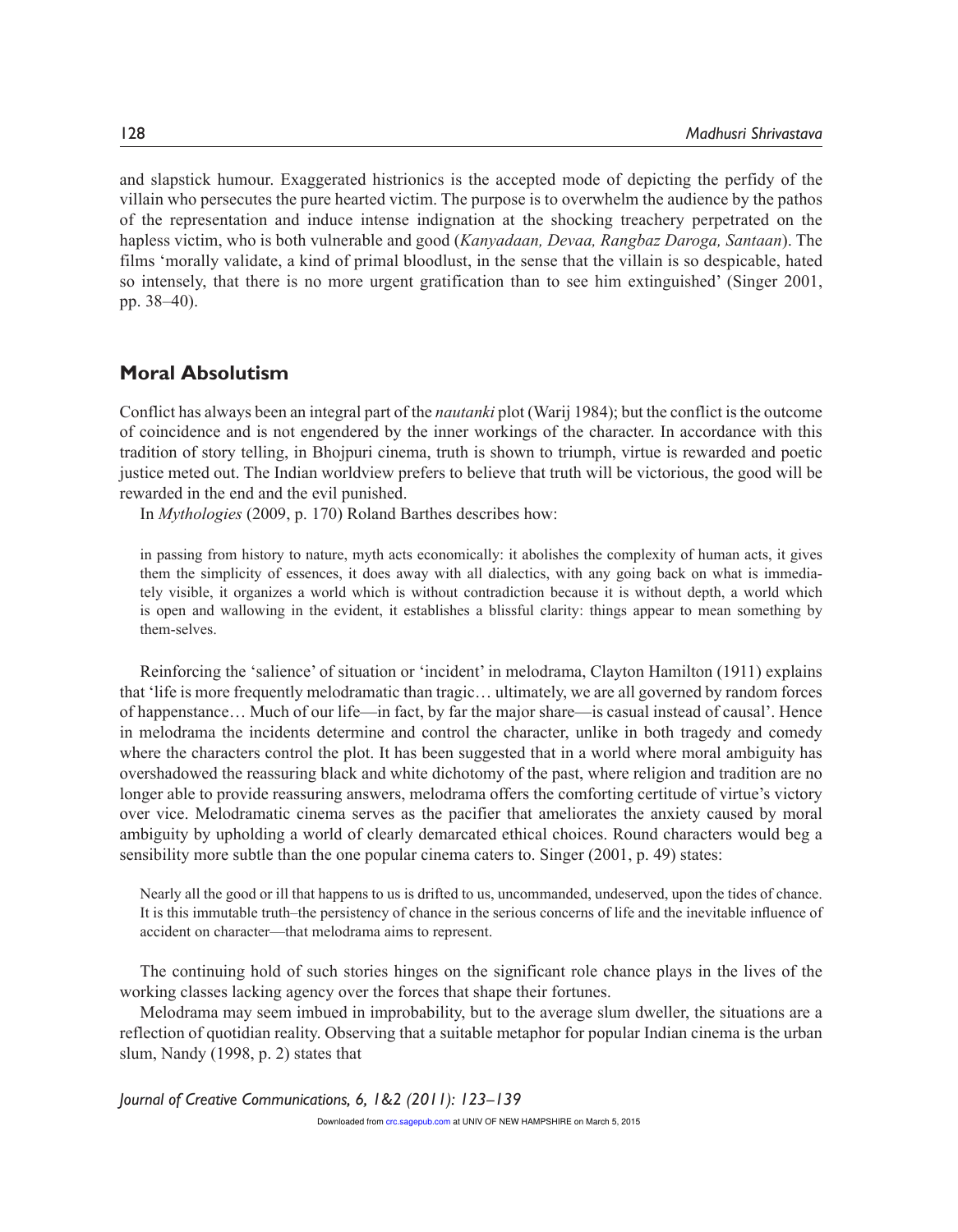and slapstick humour. Exaggerated histrionics is the accepted mode of depicting the perfidy of the villain who persecutes the pure hearted victim. The purpose is to overwhelm the audience by the pathos of the representation and induce intense indignation at the shocking treachery perpetrated on the hapless victim, who is both vulnerable and good (*Kanyadaan, Devaa, Rangbaz Daroga, Santaan*). The films 'morally validate, a kind of primal bloodlust, in the sense that the villain is so despicable, hated so intensely, that there is no more urgent gratification than to see him extinguished' (Singer 2001, pp. 38–40).

## Moral Absolutism

Conflict has always been an integral part of the *nautanki* plot (Warij 1984); but the conflict is the outcome of coincidence and is not engendered by the inner workings of the character. In accordance with this tradition of story telling, in Bhojpuri cinema, truth is shown to triumph, virtue is rewarded and poetic justice meted out. The Indian worldview prefers to believe that truth will be victorious, the good will be rewarded in the end and the evil punished.

In *Mythologies* (2009, p. 170) Roland Barthes describes how:

> in passing from history to nature, myth acts economically: it abolishes the complexity of human acts, it gives them the simplicity of essences, it does away with all dialectics, with any going back on what is immediately visible, it organizes a world which is without contradiction because it is without depth, a world which is open and wallowing in the evident, it establishes a blissful clarity: things appear to mean something by them-selves.

Reinforcing the 'salience' of situation or 'incident' in melodrama, Clayton Hamilton (1911) explains that 'life is more frequently melodramatic than tragic… ultimately, we are all governed by random forces of happenstance… Much of our life—in fact, by far the major share—is casual instead of causal'. Hence in melodrama the incidents determine and control the character, unlike in both tragedy and comedy where the characters control the plot. It has been suggested that in a world where moral ambiguity has overshadowed the reassuring black and white dichotomy of the past, where religion and tradition are no longer able to provide reassuring answers, melodrama offers the comforting certitude of virtue's victory over vice. Melodramatic cinema serves as the pacifier that ameliorates the anxiety caused by moral ambiguity by upholding a world of clearly demarcated ethical choices. Round characters would beg a sensibility more subtle than the one popular cinema caters to. Singer (2001, p. 49) states:

> Nearly all the good or ill that happens to us is drifted to us, uncommanded, undeserved, upon the tides of chance. It is this immutable truth–the persistency of chance in the serious concerns of life and the inevitable influence of accident on character—that melodrama aims to represent.

The continuing hold of such stories hinges on the significant role chance plays in the lives of the working classes lacking agency over the forces that shape their fortunes.

Melodrama may seem imbued in improbability, but to the average slum dweller, the situations are a reflection of quotidian reality. Observing that a suitable metaphor for popular Indian cinema is the urban slum, Nandy (1998, p. 2) states that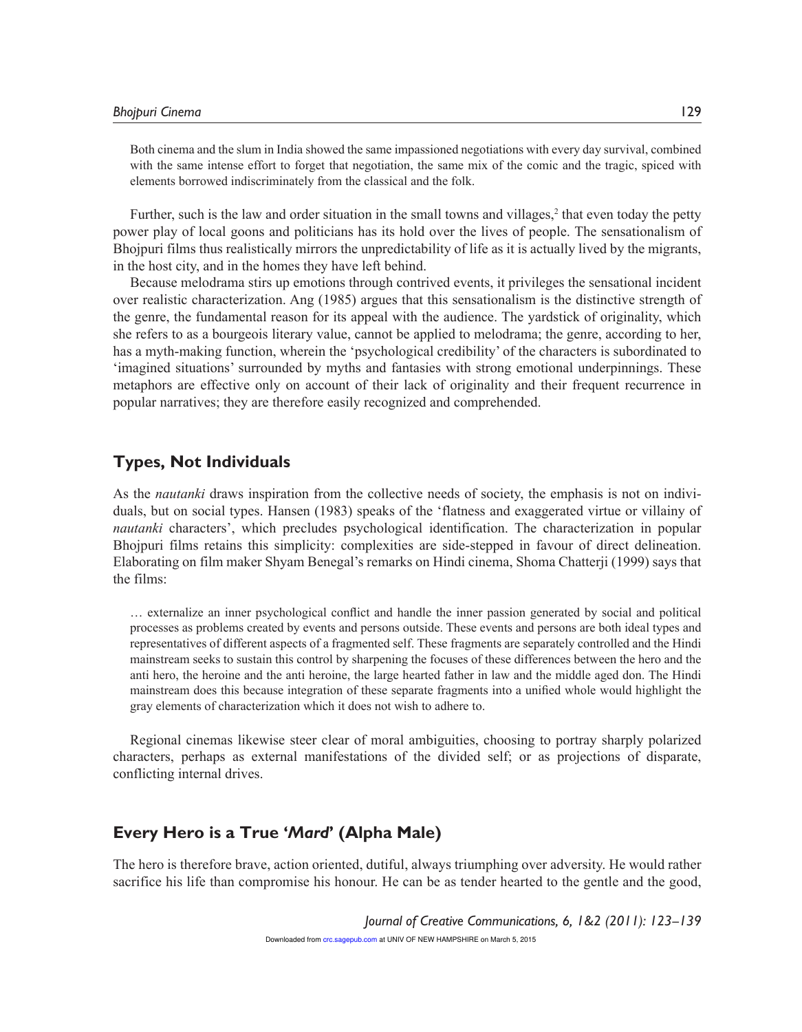> Both cinema and the slum in India showed the same impassioned negotiations with every day survival, combined with the same intense effort to forget that negotiation, the same mix of the comic and the tragic, spiced with elements borrowed indiscriminately from the classical and the folk.

Further, such is the law and order situation in the small towns and villages,[2] that even today the petty power play of local goons and politicians has its hold over the lives of people. The sensationalism of Bhojpuri films thus realistically mirrors the unpredictability of life as it is actually lived by the migrants, in the host city, and in the homes they have left behind.

Because melodrama stirs up emotions through contrived events, it privileges the sensational incident over realistic characterization. Ang (1985) argues that this sensationalism is the distinctive strength of the genre, the fundamental reason for its appeal with the audience. The yardstick of originality, which she refers to as a bourgeois literary value, cannot be applied to melodrama; the genre, according to her, has a myth-making function, wherein the 'psychological credibility' of the characters is subordinated to 'imagined situations' surrounded by myths and fantasies with strong emotional underpinnings. These metaphors are effective only on account of their lack of originality and their frequent recurrence in popular narratives; they are therefore easily recognized and comprehended.

## Types, Not Individuals

As the *nautanki* draws inspiration from the collective needs of society, the emphasis is not on individuals, but on social types. Hansen (1983) speaks of the 'flatness and exaggerated virtue or villainy of *nautanki* characters', which precludes psychological identification. The characterization in popular Bhojpuri films retains this simplicity: complexities are side-stepped in favour of direct delineation. Elaborating on film maker Shyam Benegal's remarks on Hindi cinema, Shoma Chatterji (1999) says that the films:

> … externalize an inner psychological conflict and handle the inner passion generated by social and political processes as problems created by events and persons outside. These events and persons are both ideal types and representatives of different aspects of a fragmented self. These fragments are separately controlled and the Hindi mainstream seeks to sustain this control by sharpening the focuses of these differences between the hero and the anti hero, the heroine and the anti heroine, the large hearted father in law and the middle aged don. The Hindi mainstream does this because integration of these separate fragments into a unified whole would highlight the gray elements of characterization which it does not wish to adhere to.

Regional cinemas likewise steer clear of moral ambiguities, choosing to portray sharply polarized characters, perhaps as external manifestations of the divided self; or as projections of disparate, conflicting internal drives.

## Every Hero is a True '*Mard*' (Alpha Male)

The hero is therefore brave, action oriented, dutiful, always triumphing over adversity. He would rather sacrifice his life than compromise his honour. He can be as tender hearted to the gentle and the good,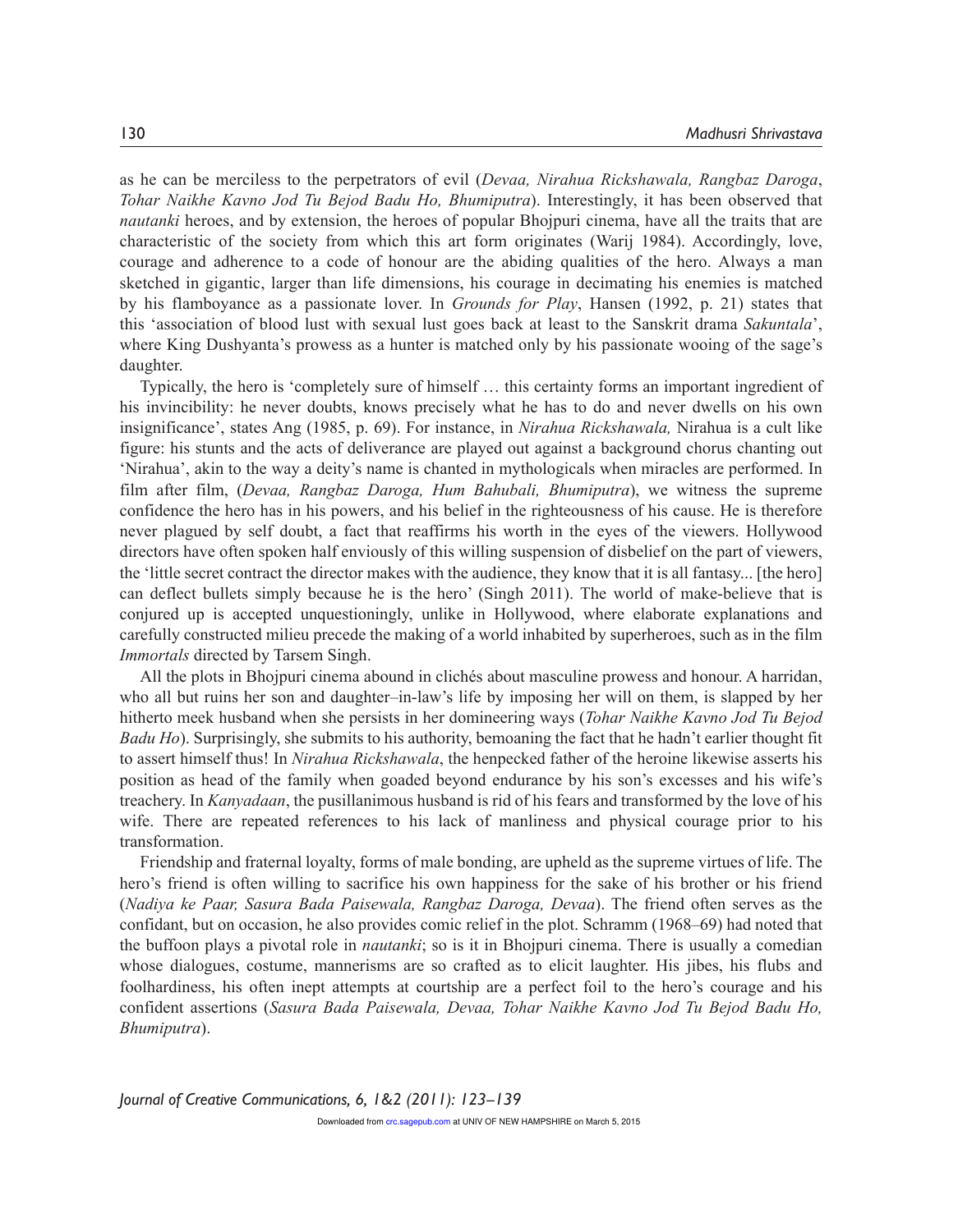as he can be merciless to the perpetrators of evil (*Devaa, Nirahua Rickshawala, Rangbaz Daroga*, *Tohar Naikhe Kavno Jod Tu Bejod Badu Ho, Bhumiputra*). Interestingly, it has been observed that *nautanki* heroes, and by extension, the heroes of popular Bhojpuri cinema, have all the traits that are characteristic of the society from which this art form originates (Warij 1984). Accordingly, love, courage and adherence to a code of honour are the abiding qualities of the hero. Always a man sketched in gigantic, larger than life dimensions, his courage in decimating his enemies is matched by his flamboyance as a passionate lover. In *Grounds for Play*, Hansen (1992, p. 21) states that this 'association of blood lust with sexual lust goes back at least to the Sanskrit drama *Sakuntala*', where King Dushyanta's prowess as a hunter is matched only by his passionate wooing of the sage's daughter.

Typically, the hero is 'completely sure of himself … this certainty forms an important ingredient of his invincibility: he never doubts, knows precisely what he has to do and never dwells on his own insignificance', states Ang (1985, p. 69). For instance, in *Nirahua Rickshawala,* Nirahua is a cult like figure: his stunts and the acts of deliverance are played out against a background chorus chanting out 'Nirahua', akin to the way a deity's name is chanted in mythologicals when miracles are performed. In film after film, (*Devaa, Rangbaz Daroga, Hum Bahubali, Bhumiputra*), we witness the supreme confidence the hero has in his powers, and his belief in the righteousness of his cause. He is therefore never plagued by self doubt, a fact that reaffirms his worth in the eyes of the viewers. Hollywood directors have often spoken half enviously of this willing suspension of disbelief on the part of viewers, the 'little secret contract the director makes with the audience, they know that it is all fantasy... [the hero] can deflect bullets simply because he is the hero' (Singh 2011). The world of make-believe that is conjured up is accepted unquestioningly, unlike in Hollywood, where elaborate explanations and carefully constructed milieu precede the making of a world inhabited by superheroes, such as in the film *Immortals* directed by Tarsem Singh.

All the plots in Bhojpuri cinema abound in clichés about masculine prowess and honour. A harridan, who all but ruins her son and daughter–in-law's life by imposing her will on them, is slapped by her hitherto meek husband when she persists in her domineering ways (*Tohar Naikhe Kavno Jod Tu Bejod Badu Ho*). Surprisingly, she submits to his authority, bemoaning the fact that he hadn't earlier thought fit to assert himself thus! In *Nirahua Rickshawala*, the henpecked father of the heroine likewise asserts his position as head of the family when goaded beyond endurance by his son's excesses and his wife's treachery. In *Kanyadaan*, the pusillanimous husband is rid of his fears and transformed by the love of his wife. There are repeated references to his lack of manliness and physical courage prior to his transformation.

Friendship and fraternal loyalty, forms of male bonding, are upheld as the supreme virtues of life. The hero's friend is often willing to sacrifice his own happiness for the sake of his brother or his friend (*Nadiya ke Paar, Sasura Bada Paisewala, Rangbaz Daroga*). The friend often serves as the confidant, but on occasion, he also provides comic relief in the plot. Schramm (1968–69) had noted that the buffoon plays a pivotal role in *nautanki*; so is it in Bhojpuri cinema. There is usually a comedian whose dialogues, costume, mannerisms are so crafted as to elicit laughter. His jibes, his flubs and foolhardiness, his often inept attempts at courtship are a perfect foil to the hero's courage and his confident assertions (*Sasura Bada Paisewala, Devaa, Tohar Naikhe Kavno Jod Tu Bejod Badu Ho, Bhumiputra*).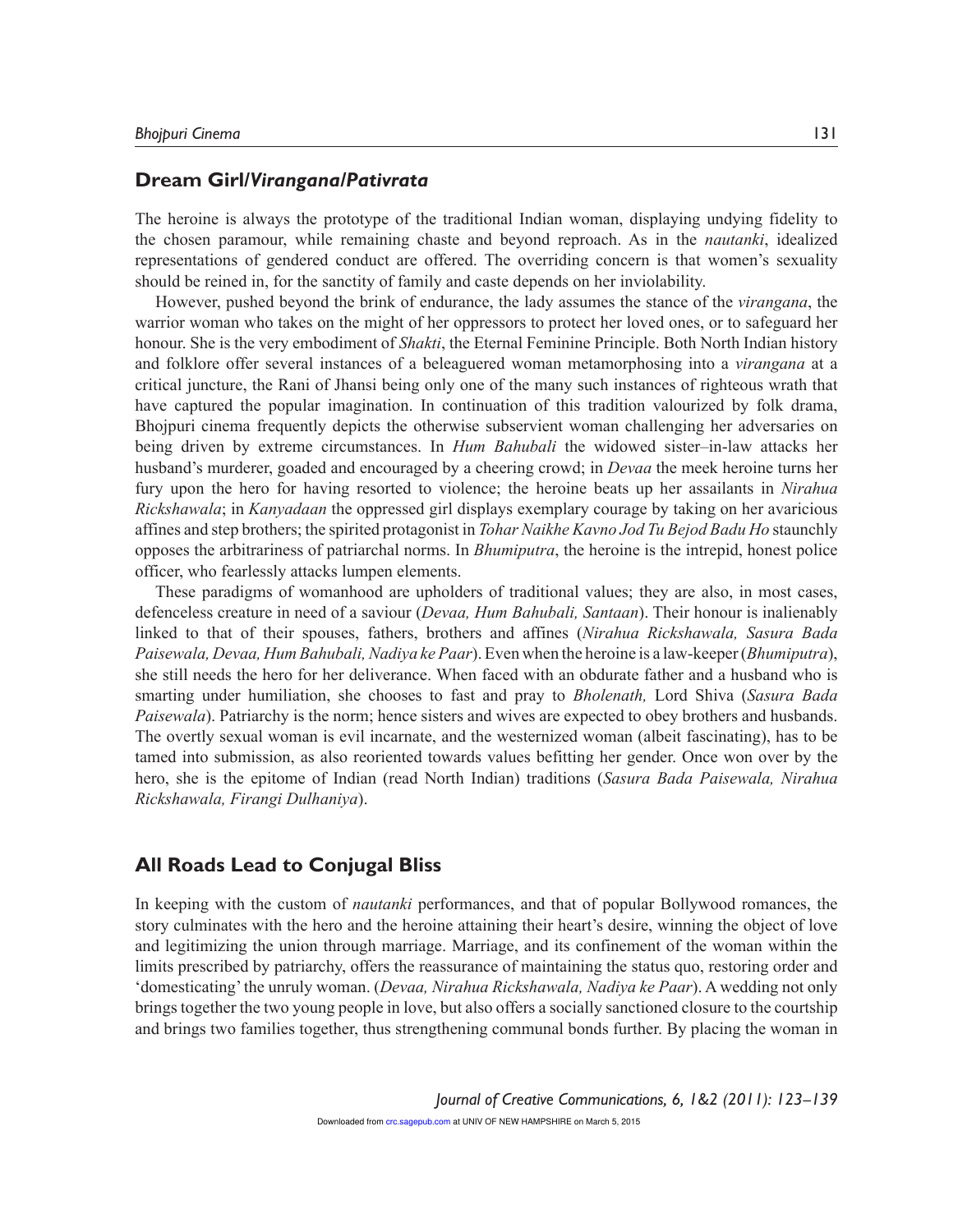## Dream Girl/*Virangana*/*Pativrata*

The heroine is always the prototype of the traditional Indian woman, displaying undying fidelity to the chosen paramour, while remaining chaste and beyond reproach. As in the *nautanki*, idealized representations of gendered conduct are offered. The overriding concern is that women's sexuality should be reined in, for the sanctity of family and caste depends on her inviolability.

However, pushed beyond the brink of endurance, the lady assumes the stance of the *virangana*, the warrior woman who takes on the might of her oppressors to protect her loved ones, or to safeguard her honour. She is the very embodiment of *Shakti*, the Eternal Feminine Principle. Both North Indian history and folklore offer several instances of a beleaguered woman metamorphosing into a *virangana* at a critical juncture, the Rani of Jhansi being only one of the many such instances of righteous wrath that have captured the popular imagination. In continuation of this tradition valourized by folk drama, Bhojpuri cinema frequently depicts the otherwise subservient woman challenging her adversaries on being driven by extreme circumstances. In *Hum Bahubali* the widowed sister–in-law attacks her husband's murderer, goaded and encouraged by a cheering crowd; in *Devaa* the meek heroine turns her fury upon the hero for having resorted to violence; the heroine beats up her assailants in *Nirahua Rickshawala*; in *Kanyadaan* the oppressed girl displays exemplary courage by taking on her avaricious affines and step brothers; the spirited protagonist in *Tohar Naikhe Kavno Jod Tu Bejod Badu Ho* staunchly opposes the arbitrariness of patriarchal norms. In *Bhumiputra*, the heroine is the intrepid, honest police officer, who fearlessly attacks lumpen elements.

These paradigms of womanhood are upholders of traditional values; they are also, in most cases, defenceless creature in need of a saviour (*Devaa, Hum Bahubali, Santaan*). Their honour is inalienably linked to that of their spouses, fathers, brothers and affines (*Nirahua Rickshawala, Sasura Bada Paisewala, Devaa, Hum Bahubali, Nadiya ke Paar*). Even when the heroine is a law-keeper (*Bhumiputra*), she still needs the hero for her deliverance. When faced with an obdurate father and a husband who is smarting under humiliation, she chooses to fast and pray to *Bholenath,* Lord Shiva (*Sasura Bada Paisewala*). Patriarchy is the norm; hence sisters and wives are expected to obey brothers and husbands. The overtly sexual woman is evil incarnate, and the westernized woman (albeit fascinating), has to be tamed into submission, as also reoriented towards values befitting her gender. Once won over by the hero, she is the epitome of Indian (read North Indian) traditions (*Sasura Bada Paisewala, Nirahua Rickshawala, Firangi Dulhaniya*).

## All Roads Lead to Conjugal Bliss

In keeping with the custom of *nautanki* performances, and that of popular Bollywood romances, the story culminates with the hero and the heroine attaining their heart's desire, winning the object of love and legitimizing the union through marriage. Marriage, and its confinement of the woman within the limits prescribed by patriarchy, offers the reassurance of maintaining the status quo, restoring order and 'domesticating' the unruly woman. (*Devaa, Nirahua Rickshawala, Nadiya ke Paar*). A wedding not only brings together the two young people in love, but also offers a socially sanctioned closure to the courtship and brings two families together, thus strengthening communal bonds further. By placing the woman in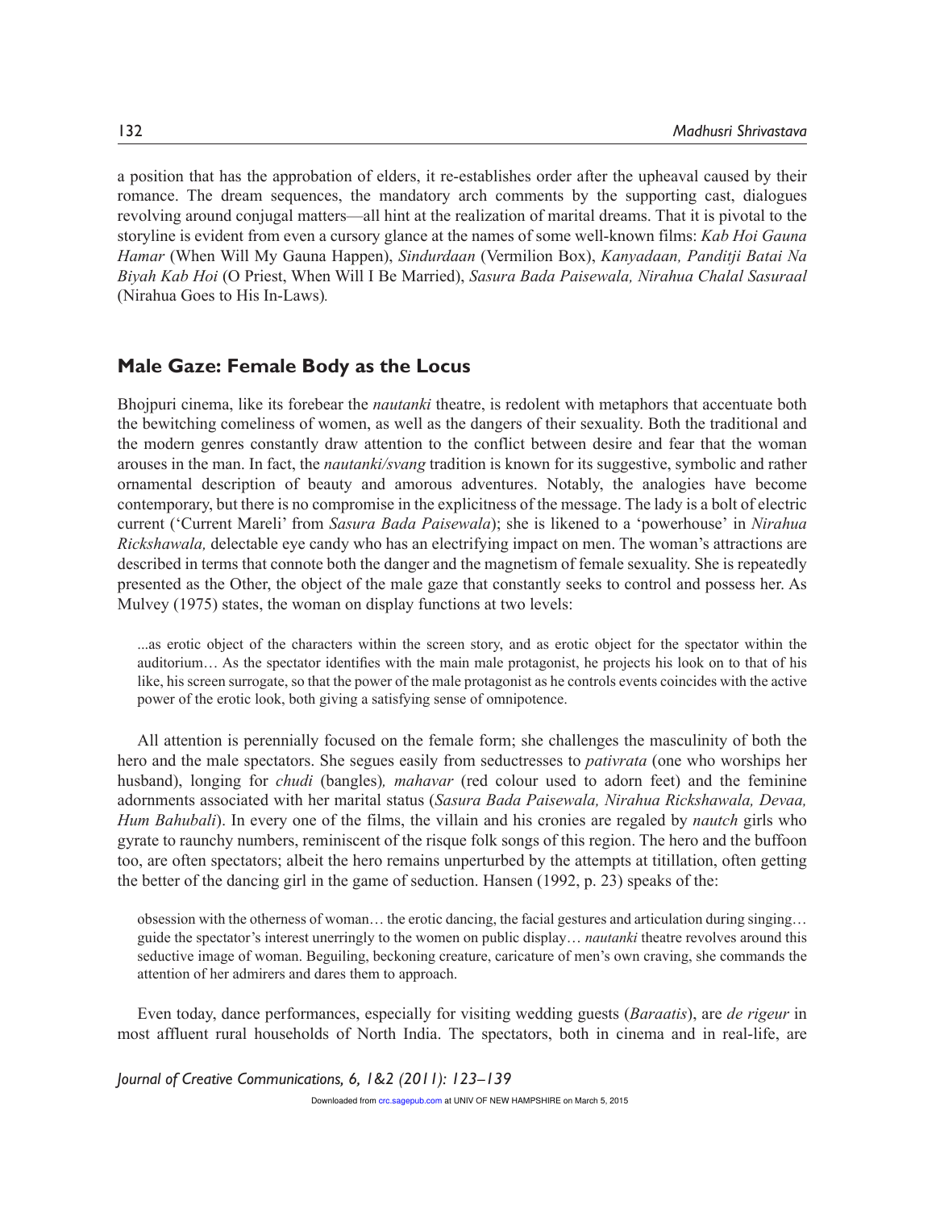a position that has the approbation of elders, it re-establishes order after the upheaval caused by their romance. The dream sequences, the mandatory arch comments by the supporting cast, dialogues revolving around conjugal matters—all hint at the realization of marital dreams. That it is pivotal to the storyline is evident from even a cursory glance at the names of some well-known films: *Kab Hoi Gauna Hamar* (When Will My Gauna Happen), *Sindurdaan* (Vermilion Box), *Kanyadaan, Panditji Batai Na Biyah Kab Hoi* (O Priest, When Will I Be Married), *Sasura Bada Paisewala, Nirahua Chalal Sasuraal* (Nirahua Goes to His In-Laws).

## Male Gaze: Female Body as the Locus

Bhojpuri cinema, like its forebear the *nautanki* theatre, is redolent with metaphors that accentuate both the bewitching comeliness of women, as well as the dangers of their sexuality. Both the traditional and the modern genres constantly draw attention to the conflict between desire and fear that the woman arouses in the man. In fact, the *nautanki/svang* tradition is known for its suggestive, symbolic and rather ornamental description of beauty and amorous adventures. Notably, the analogies have become contemporary, but there is no compromise in the explicitness of the message. The lady is a bolt of electric current ('Current Mareli' from *Sasura Bada Paisewala*); she is likened to a 'powerhouse' in *Nirahua Rickshawala,* delectable eye candy who has an electrifying impact on men. The woman's attractions are described in terms that connote both the danger and the magnetism of female sexuality. She is repeatedly presented as the Other, the object of the male gaze that constantly seeks to control and possess her. As Mulvey (1975) states, the woman on display functions at two levels:

> ...as erotic object of the characters within the screen story, and as erotic object for the spectator within the auditorium… As the spectator identifies with the main male protagonist, he projects his look on to that of his like, his screen surrogate, so that the power of the male protagonist as he controls events coincides with the active power of the erotic look, both giving a satisfying sense of omnipotence.

All attention is perennially focused on the female form; she challenges the masculinity of both the hero and the male spectators. She segues easily from seductresses to *pativrata* (one who worships her husband), longing for *chudi* (bangles)*, mahavar* (red colour used to adorn feet) and the feminine adornments associated with her marital status (*Sasura Bada Paisewala, Nirahua Rickshawala, Devaa, Hum Bahubali*). In every one of the films, the villain and his cronies are regaled by *nautch* girls who gyrate to raunchy numbers, reminiscent of the risque folk songs of this region. The hero and the buffoon too, are often spectators; albeit the hero remains unperturbed by the attempts at titillation, often getting the better of the dancing girl in the game of seduction. Hansen (1992, p. 23) speaks of the:

> obsession with the otherness of woman… the erotic dancing, the facial gestures and articulation during singing… guide the spectator's interest unerringly to the women on public display… *nautanki* theatre revolves around this seductive image of woman. Beguiling, beckoning creature, caricature of men's own craving, she commands the attention of her admirers and dares them to approach.

Even today, dance performances, especially for visiting wedding guests (*Baraatis*), are *de rigeur* in most affluent rural households of North India. The spectators, both in cinema and in real-life, are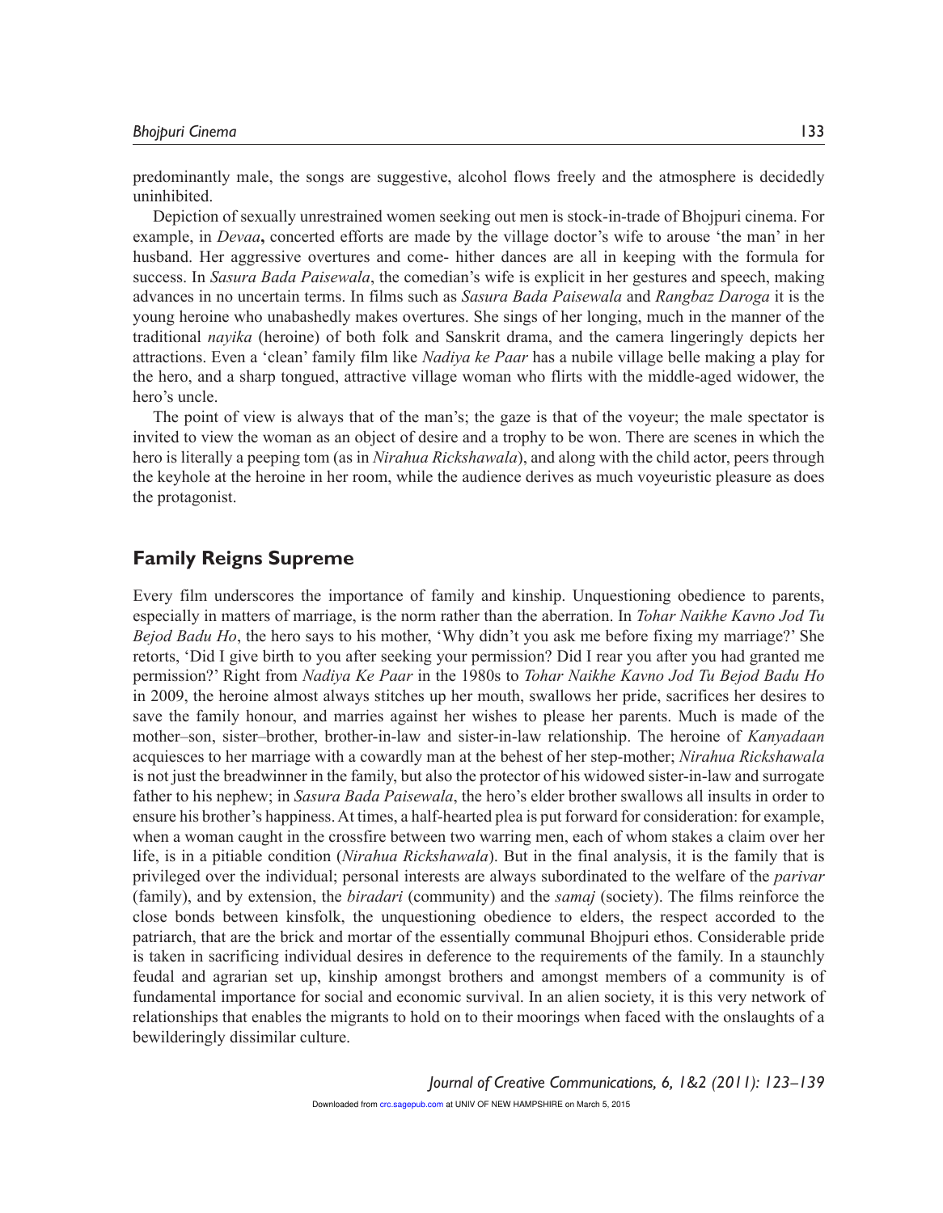predominantly male, the songs are suggestive, alcohol flows freely and the atmosphere is decidedly uninhibited.

Depiction of sexually unrestrained women seeking out men is stock-in-trade of Bhojpuri cinema. For example, in *Devaa***,** concerted efforts are made by the village doctor's wife to arouse 'the man' in her husband. Her aggressive overtures and come- hither dances are all in keeping with the formula for success. In *Sasura Bada Paisewala*, the comedian's wife is explicit in her gestures and speech, making advances in no uncertain terms. In films such as *Sasura Bada Paisewala* and *Rangbaz Daroga* it is the young heroine who unabashedly makes overtures. She sings of her longing, much in the manner of the traditional *nayika* (heroine) of both folk and Sanskrit drama, and the camera lingeringly depicts her attractions. Even a 'clean' family film like *Nadiya ke Paar* has a nubile village belle making a play for the hero, and a sharp tongued, attractive village woman who flirts with the middle-aged widower, the hero's uncle.

The point of view is always that of the man's; the gaze is that of the voyeur; the male spectator is invited to view the woman as an object of desire and a trophy to be won. There are scenes in which the hero is literally a peeping tom (as in *Nirahua Rickshawala*), and along with the child actor, peers through the keyhole at the heroine in her room, while the audience derives as much voyeuristic pleasure as does the protagonist.

## Family Reigns Supreme

Every film underscores the importance of family and kinship. Unquestioning obedience to parents, especially in matters of marriage, is the norm rather than the aberration. In *Tohar Naikhe Kavno Jod Tu Bejod Badu Ho*, the hero says to his mother, 'Why didn't you ask me before fixing my marriage?' She retorts, 'Did I give birth to you after seeking your permission? Did I rear you after you had granted me permission?' Right from *Nadiya Ke Paar* in the 1980s to *Tohar Naikhe Kavno Jod Tu Bejod Badu Ho* in 2009, the heroine almost always stitches up her mouth, swallows her pride, sacrifices her desires to save the family honour, and marries against her wishes to please her parents. Much is made of the mother–son, sister–brother, brother-in-law and sister-in-law relationship. The heroine of *Kanyadaan* acquiesces to her marriage with a cowardly man at the behest of her step-mother; *Nirahua Rickshawala* is not just the breadwinner in the family, but also the protector of his widowed sister-in-law and surrogate father to his nephew; in *Sasura Bada Paisewala*, the hero's elder brother swallows all insults in order to ensure his brother's happiness. At times, a half-hearted plea is put forward for consideration: for example, when a woman caught in the crossfire between two warring men, each of whom stakes a claim over her life, is in a pitiable condition (*Nirahua Rickshawala*). But in the final analysis, it is the family that is privileged over the individual; personal interests are always subordinated to the welfare of the *parivar* (family), and by extension, the *biradari* (community) and the *samaj* (society). The films reinforce the close bonds between kinsfolk, the unquestioning obedience to elders, the respect accorded to the patriarch, that are the brick and mortar of the essentially communal Bhojpuri ethos. Considerable pride is taken in sacrificing individual desires in deference to the requirements of the family. In a staunchly feudal and agrarian set up, kinship amongst brothers and amongst members of a community is of fundamental importance for social and economic survival. In an alien society, it is this very network of relationships that enables the migrants to hold on to their moorings when faced with the onslaughts of a bewilderingly dissimilar culture.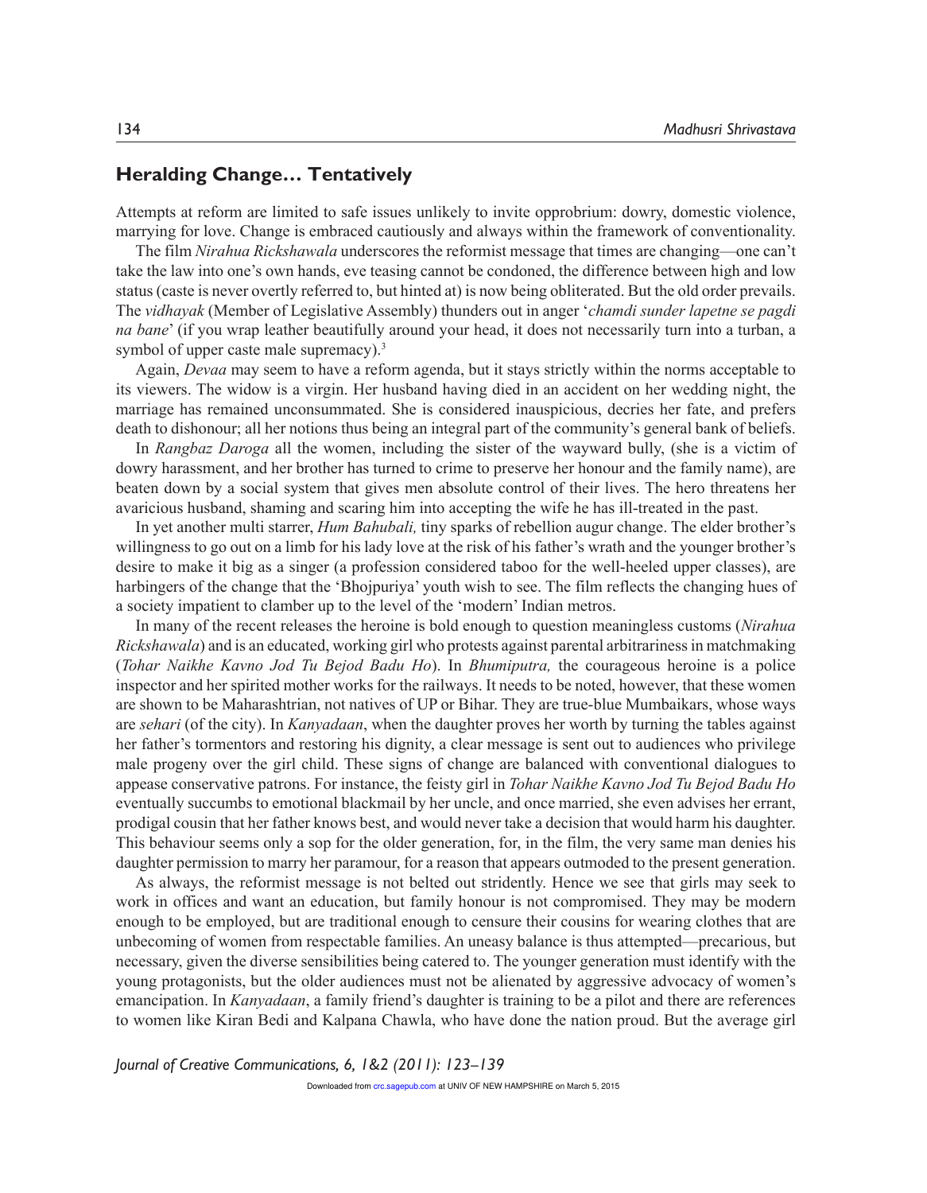## Heralding Change… Tentatively

Attempts at reform are limited to safe issues unlikely to invite opprobrium: dowry, domestic violence, marrying for love. Change is embraced cautiously and always within the framework of conventionality.

The film *Nirahua Rickshawala* underscores the reformist message that times are changing—one can't take the law into one's own hands, eve teasing cannot be condoned, the difference between high and low status (caste is never overtly referred to, but hinted at) is now being obliterated. But the old order prevails. The *vidhayak* (Member of Legislative Assembly) thunders out in anger '*chamdi sunder lapetne se pagdi na bane*' (if you wrap leather beautifully around your head, it does not necessarily turn into a turban, a symbol of upper caste male supremacy).[3]

Again, *Devaa* may seem to have a reform agenda, but it stays strictly within the norms acceptable to its viewers. The widow is a virgin. Her husband having died in an accident on her wedding night, the marriage has remained unconsummated. She is considered inauspicious, decries her fate, and prefers death to dishonour; all her notions thus being an integral part of the community's general bank of beliefs.

In *Rangbaz Daroga* all the women, including the sister of the wayward bully, (she is a victim of dowry harassment, and her brother has turned to crime to preserve her honour and the family name), are beaten down by a social system that gives men absolute control of their lives. The hero threatens her avaricious husband, shaming and scaring him into accepting the wife he has ill-treated in the past.

In yet another multi starrer, *Hum Bahubali,* tiny sparks of rebellion augur change. The elder brother's willingness to go out on a limb for his lady love at the risk of his father's wrath and the younger brother's desire to make it big as a singer (a profession considered taboo for the well-heeled upper classes), are harbingers of the change that the 'Bhojpuriya' youth wish to see. The film reflects the changing hues of a society impatient to clamber up to the level of the 'modern' Indian metros.

In many of the recent releases the heroine is bold enough to question meaningless customs (*Nirahua Rickshawala*) and is an educated, working girl who protests against parental arbitrariness in matchmaking (*Tohar Naikhe Kavno Jod Tu Bejod Badu Ho*). In *Bhumiputra,* the courageous heroine is a police inspector and her spirited mother works for the railways. It needs to be noted, however, that these women are shown to be Maharashtrian, not natives of UP or Bihar. They are true-blue Mumbaikars, whose ways are *sehari* (of the city). In *Kanyadaan*, when the daughter proves her worth by turning the tables against her father's tormentors and restoring his dignity, a clear message is sent out to audiences who privilege male progeny over the girl child. These signs of change are balanced with conventional dialogues to appease conservative patrons. For instance, the feisty girl in *Tohar Naikhe Kavno Jod Tu Bejod Badu Ho* eventually succumbs to emotional blackmail by her uncle, and once married, she even advises her errant, prodigal cousin that her father knows best, and would never take a decision that would harm his daughter. This behaviour seems only a sop for the older generation, for, in the film, the very same man denies his daughter permission to marry her paramour, for a reason that appears outmoded to the present generation.

As always, the reformist message is not belted out stridently. Hence we see that girls may seek to work in offices and want an education, but family honour is not compromised. They may be modern enough to be employed, but are traditional enough to censure their cousins for wearing clothes that are unbecoming of women from respectable families. An uneasy balance is thus attempted—precarious, but necessary, given the diverse sensibilities being catered to. The younger generation must identify with the young protagonists, but the older audiences must not be alienated by aggressive advocacy of women's emancipation. In *Kanyadaan*, a family friend's daughter is training to be a pilot and there are references to women like Kiran Bedi and Kalpana Chawla, who have done the nation proud. But the average girl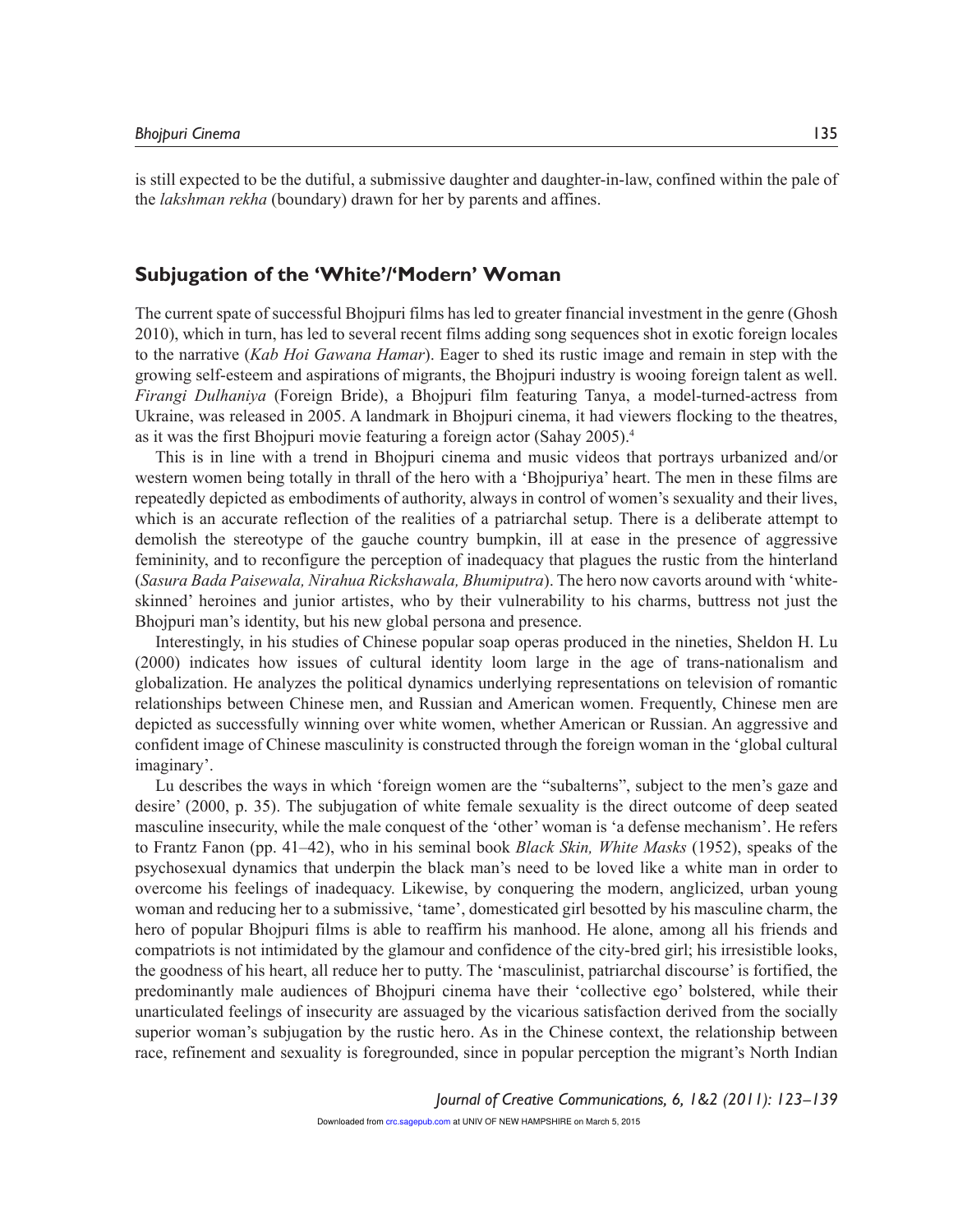is still expected to be the dutiful, a submissive daughter and daughter-in-law, confined within the pale of the *lakshman rekha* (boundary) drawn for her by parents and affines.

## Subjugation of the 'White'/'Modern' Woman

The current spate of successful Bhojpuri films has led to greater financial investment in the genre (Ghosh 2010), which in turn, has led to several recent films adding song sequences shot in exotic foreign locales to the narrative (*Kab Hoi Gawana Hamar*). Eager to shed its rustic image and remain in step with the growing self-esteem and aspirations of migrants, the Bhojpuri industry is wooing foreign talent as well. *Firangi Dulhaniya* (Foreign Bride), a Bhojpuri film featuring Tanya, a model-turned-actress from Ukraine, was released in 2005. A landmark in Bhojpuri cinema, it had viewers flocking to the theatres, as it was the first Bhojpuri movie featuring a foreign actor (Sahay 2005).[4]

This is in line with a trend in Bhojpuri cinema and music videos that portrays urbanized and/or western women being totally in thrall of the hero with a 'Bhojpuriya' heart. The men in these films are repeatedly depicted as embodiments of authority, always in control of women's sexuality and their lives, which is an accurate reflection of the realities of a patriarchal setup. There is a deliberate attempt to demolish the stereotype of the gauche country bumpkin, ill at ease in the presence of aggressive femininity, and to reconfigure the perception of inadequacy that plagues the rustic from the hinterland (*Sasura Bada Paisewala, Nirahua Rickshawala, Bhumiputra*). The hero now cavorts around with 'white-skinned' heroines and junior artistes, who by their vulnerability to his charms, buttress not just the Bhojpuri man's identity, but his new global persona and presence.

Interestingly, in his studies of Chinese popular soap operas produced in the nineties, Sheldon H. Lu (2000) indicates how issues of cultural identity loom large in the age of trans-nationalism and globalization. He analyzes the political dynamics underlying representations on television of romantic relationships between Chinese men, and Russian and American women. Frequently, Chinese men are depicted as successfully winning over white women, whether American or Russian. An aggressive and confident image of Chinese masculinity is constructed through the foreign woman in the 'global cultural imaginary'.

Lu describes the ways in which 'foreign women are the "subalterns", subject to the men's gaze and desire' (2000, p. 35). The subjugation of white female sexuality is the direct outcome of deep seated masculine insecurity, while the male conquest of the 'other' woman is 'a defense mechanism'. He refers to Frantz Fanon (pp. 41–42), who in his seminal book *Black Skin, White Masks* (1952), speaks of the psychosexual dynamics that underpin the black man's need to be loved like a white man in order to overcome his feelings of inadequacy. Likewise, by conquering the modern, anglicized, urban young woman and reducing her to a submissive, 'tame', domesticated girl besotted by his masculine charm, the hero of popular Bhojpuri films is able to reaffirm his manhood. He alone, among all his friends and compatriots is not intimidated by the glamour and confidence of the city-bred girl; his irresistible looks, the goodness of his heart, all reduce her to putty. The 'masculinist, patriarchal discourse' is fortified, the predominantly male audiences of Bhojpuri cinema have their 'collective ego' bolstered, while their unarticulated feelings of insecurity are assuaged by the vicarious satisfaction derived from the socially superior woman's subjugation by the rustic hero. As in the Chinese context, the relationship between race, refinement and sexuality is foregrounded, since in popular perception the migrant's North Indian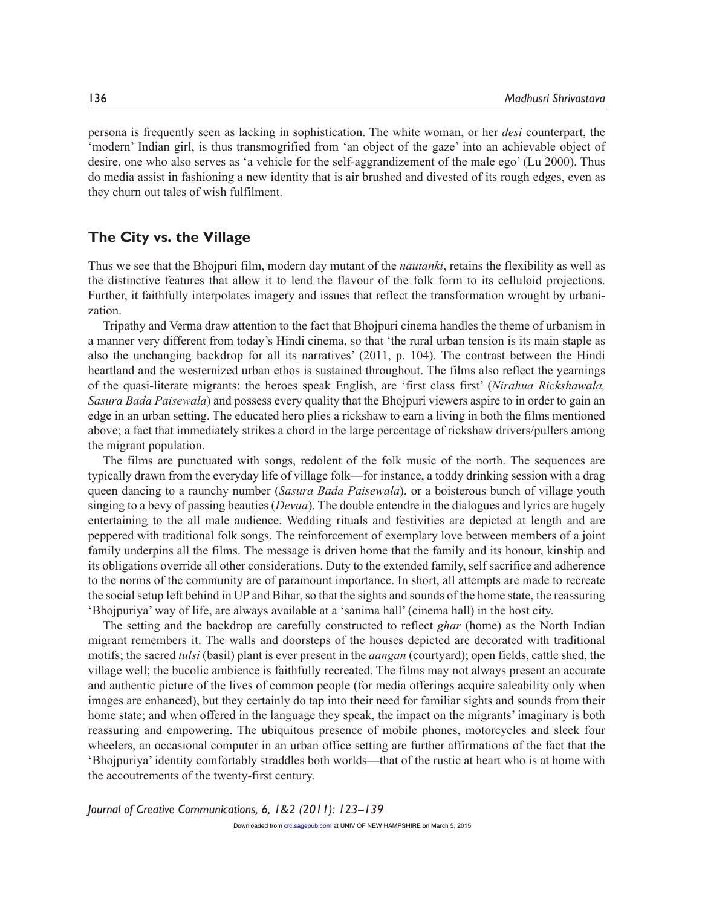persona is frequently seen as lacking in sophistication. The white woman, or her *desi* counterpart, the 'modern' Indian girl, is thus transmogrified from 'an object of the gaze' into an achievable object of desire, one who also serves as 'a vehicle for the self-aggrandizement of the male ego' (Lu 2000). Thus do media assist in fashioning a new identity that is air brushed and divested of its rough edges, even as they churn out tales of wish fulfilment.

## The City vs. the Village

Thus we see that the Bhojpuri film, modern day mutant of the *nautanki*, retains the flexibility as well as the distinctive features that allow it to lend the flavour of the folk form to its celluloid projections. Further, it faithfully interpolates imagery and issues that reflect the transformation wrought by urbanization.

Tripathy and Verma draw attention to the fact that Bhojpuri cinema handles the theme of urbanism in a manner very different from today's Hindi cinema, so that 'the rural urban tension is its main staple as also the unchanging backdrop for all its narratives' (2011, p. 104). The contrast between the Hindi heartland and the westernized urban ethos is sustained throughout. The films also reflect the yearnings of the quasi-literate migrants: the heroes speak English, are 'first class first' (*Nirahua Rickshawala, Sasura Bada Paisewala*) and possess every quality that the Bhojpuri viewers aspire to in order to gain an edge in an urban setting. The educated hero plies a rickshaw to earn a living in both the films mentioned above; a fact that immediately strikes a chord in the large percentage of rickshaw drivers/pullers among the migrant population.

The films are punctuated with songs, redolent of the folk music of the north. The sequences are typically drawn from the everyday life of village folk—for instance, a toddy drinking session with a drag queen dancing to a raunchy number (*Sasura Bada Paisewala*), or a boisterous bunch of village youth singing to a bevy of passing beauties (*Devaa*). The double entendre in the dialogues and lyrics are hugely entertaining to the all male audience. Wedding rituals and festivities are depicted at length and are peppered with traditional folk songs. The reinforcement of exemplary love between members of a joint family underpins all the films. The message is driven home that the family and its honour, kinship and its obligations override all other considerations. Duty to the extended family, self sacrifice and adherence to the norms of the community are of paramount importance. In short, all attempts are made to recreate the social setup left behind in UP and Bihar, so that the sights and sounds of the home state, the reassuring 'Bhojpuriya' way of life, are always available at a 'sanima hall' (cinema hall) in the host city.

The setting and the backdrop are carefully constructed to reflect *ghar* (home) as the North Indian migrant remembers it. The walls and doorsteps of the houses depicted are decorated with traditional motifs; the sacred *tulsi* (basil) plant is ever present in the *aangan* (courtyard); open fields, cattle shed, the village well; the bucolic ambience is faithfully recreated. The films may not always present an accurate and authentic picture of the lives of common people (for media offerings acquire saleability only when images are enhanced), but they certainly do tap into their need for familiar sights and sounds from their home state; and when offered in the language they speak, the impact on the migrants' imaginary is both reassuring and empowering. The ubiquitous presence of mobile phones, motorcycles and sleek four wheelers, an occasional computer in an urban office setting are further affirmations of the fact that the 'Bhojpuriya' identity comfortably straddles both worlds—that of the rustic at heart who is at home with the accoutrements of the twenty-first century.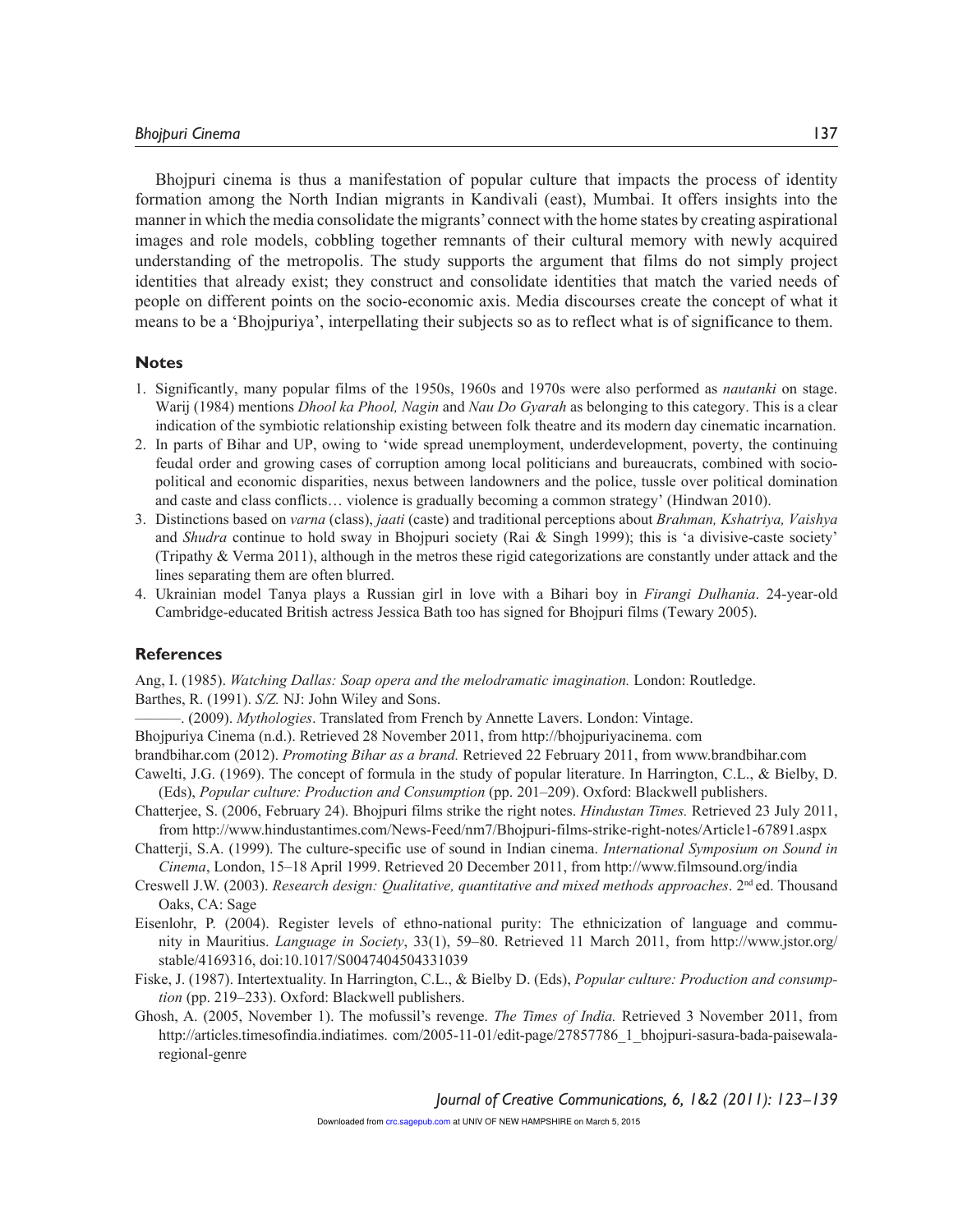Bhojpuri cinema is thus a manifestation of popular culture that impacts the process of identity formation among the North Indian migrants in Kandivali (east), Mumbai. It offers insights into the manner in which the media consolidate the migrants' connect with the home states by creating aspirational images and role models, cobbling together remnants of their cultural memory with newly acquired understanding of the metropolis. The study supports the argument that films do not simply project identities that already exist; they construct and consolidate identities that match the varied needs of people on different points on the socio-economic axis. Media discourses create the concept of what it means to be a 'Bhojpuriya', interpellating their subjects so as to reflect what is of significance to them.

## Notes

1. Significantly, many popular films of the 1950s, 1960s and 1970s were also performed as *nautanki* on stage. Warij (1984) mentions *Dhool ka Phool, Nagin* and *Nau Do Gyarah* as belonging to this category. This is a clear indication of the symbiotic relationship existing between folk theatre and its modern day cinematic incarnation.
2. In parts of Bihar and UP, owing to 'wide spread unemployment, underdevelopment, poverty, the continuing feudal order and growing cases of corruption among local politicians and bureaucrats, combined with socio-political and economic disparities, nexus between landowners and the police, tussle over political domination and caste and class conflicts… violence is gradually becoming a common strategy' (Hindwan 2010).
3. Distinctions based on *varna* (class), *jaati* (caste) and traditional perceptions about *Brahman, Kshatriya, Vaishya* and *Shudra* continue to hold sway in Bhojpuri society (Rai & Singh 1999); this is 'a divisive-caste society' (Tripathy & Verma 2011), although in the metros these rigid categorizations are constantly under attack and the lines separating them are often blurred.
4. Ukrainian model Tanya plays a Russian girl in love with a Bihari boy in *Firangi Dulhania*. 24-year-old Cambridge-educated British actress Jessica Bath too has signed for Bhojpuri films (Tewary 2005).

## References

Ang, I. (1985). *Watching Dallas: Soap opera and the melodramatic imagination.* London: Routledge.

Barthes, R. (1991). *S/Z.* NJ: John Wiley and Sons.

———. (2009). *Mythologies*. Translated from French by Annette Lavers. London: Vintage.

Bhojpuriya Cinema (n.d.). Retrieved 28 November 2011, from http://bhojpuriyacinema. com

brandbihar.com (2012). *Promoting Bihar as a brand.* Retrieved 22 February 2011, from www.brandbihar.com

Cawelti, J.G. (1969). The concept of formula in the study of popular literature. In Harrington, C.L., & Bielby, D. (Eds), *Popular culture: Production and Consumption* (pp. 201–209). Oxford: Blackwell publishers.

Chatterjee, S. (2006, February 24). Bhojpuri films strike the right notes. *Hindustan Times.* Retrieved 23 July 2011, from http://www.hindustantimes.com/News-Feed/nm7/Bhojpuri-films-strike-right-notes/Article1-67891.aspx

Chatterji, S.A. (1999). The culture-specific use of sound in Indian cinema. *International Symposium on Sound in Cinema*, London, 15–18 April 1999. Retrieved 20 December 2011, from http://www.filmsound.org/india

Creswell J.W. (2003). *Research design: Qualitative, quantitative and mixed methods approaches*. 2nd ed. Thousand Oaks, CA: Sage

Eisenlohr, P. (2004). Register levels of ethno-national purity: The ethnicization of language and community in Mauritius. *Language in Society*, 33(1), 59–80. Retrieved 11 March 2011, from http://www.jstor.org/stable/4169316, doi:10.1017/S0047404504331039

Fiske, J. (1987). Intertextuality. In Harrington, C.L., & Bielby D. (Eds), *Popular culture: Production and consumption* (pp. 219–233). Oxford: Blackwell publishers.

Ghosh, A. (2005, November 1). The mofussil's revenge. *The Times of India.* Retrieved 3 November 2011, from http://articles.timesofindia.indiatimes. com/2005-11-01/edit-page/27857786_1_bhojpuri-sasura-bada-paisewala-regional-genre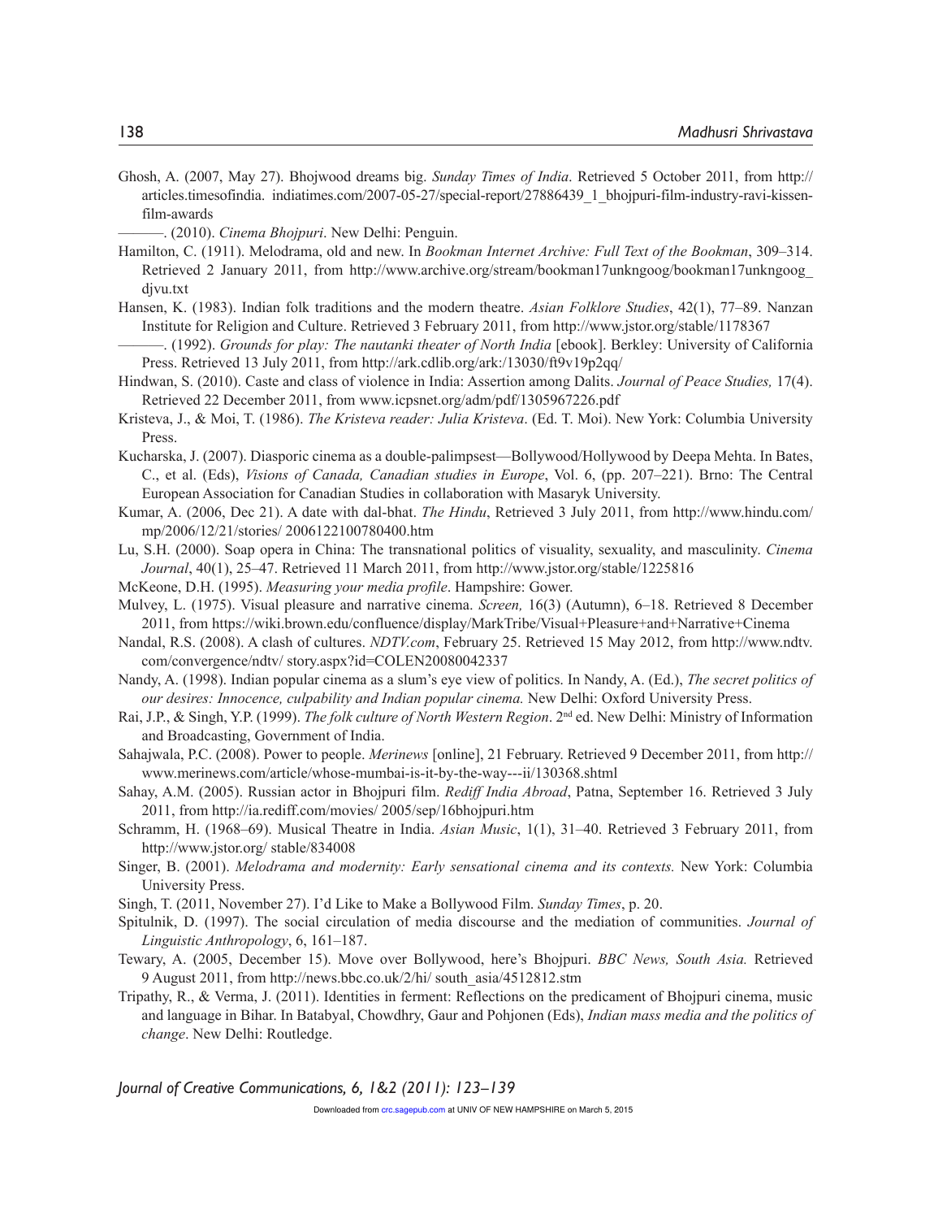Ghosh, A. (2007, May 27). Bhojwood dreams big. *Sunday Times of India*. Retrieved 5 October 2011, from http://articles.timesofindia. indiatimes.com/2007-05-27/special-report/27886439_1_bhojpuri-film-industry-ravi-kissen-film-awards

———. (2010). *Cinema Bhojpuri*. New Delhi: Penguin.

Hamilton, C. (1911). Melodrama, old and new. In *Bookman Internet Archive: Full Text of the Bookman*, 309–314. Retrieved 2 January 2011, from http://www.archive.org/stream/bookman17unkngoog/bookman17unkngoog_djvu.txt

Hansen, K. (1983). Indian folk traditions and the modern theatre. *Asian Folklore Studies*, 42(1), 77–89. Nanzan Institute for Religion and Culture. Retrieved 3 February 2011, from http://www.jstor.org/stable/1178367

———. (1992). *Grounds for play: The nautanki theater of North India* [ebook]. Berkley: University of California Press. Retrieved 13 July 2011, from http://ark.cdlib.org/ark:/13030/ft9v19p2qq/

Hindwan, S. (2010). Caste and class of violence in India: Assertion among Dalits. *Journal of Peace Studies,* 17(4). Retrieved 22 December 2011, from www.icpsnet.org/adm/pdf/1305967226.pdf

Kristeva, J., & Moi, T. (1986). *The Kristeva reader: Julia Kristeva*. (Ed. T. Moi). New York: Columbia University Press.

Kucharska, J. (2007). Diasporic cinema as a double-palimpsest—Bollywood/Hollywood by Deepa Mehta. In Bates, C., et al. (Eds), *Visions of Canada, Canadian studies in Europe*, Vol. 6, (pp. 207–221). Brno: The Central European Association for Canadian Studies in collaboration with Masaryk University.

Kumar, A. (2006, Dec 21). A date with dal-bhat. *The Hindu*, Retrieved 3 July 2011, from http://www.hindu.com/mp/2006/12/21/stories/ 2006122100780400.htm

Lu, S.H. (2000). Soap opera in China: The transnational politics of visuality, sexuality, and masculinity. *Cinema Journal*, 40(1), 25–47. Retrieved 11 March 2011, from http://www.jstor.org/stable/1225816

McKeone, D.H. (1995). *Measuring your media profile*. Hampshire: Gower.

Mulvey, L. (1975). Visual pleasure and narrative cinema. *Screen,* 16(3) (Autumn), 6–18. Retrieved 8 December 2011, from https://wiki.brown.edu/confluence/display/MarkTribe/Visual+Pleasure+and+Narrative+Cinema

Nandal, R.S. (2008). A clash of cultures. *NDTV.com*, February 25. Retrieved 15 May 2012, from http://www.ndtv.com/convergence/ndtv/ story.aspx?id=COLEN20080042337

Nandy, A. (1998). Indian popular cinema as a slum's eye view of politics. In Nandy, A. (Ed.), *The secret politics of our desires: Innocence, culpability and Indian popular cinema.* New Delhi: Oxford University Press.

Rai, J.P., & Singh, Y.P. (1999). *The folk culture of North Western Region*. 2nd ed. New Delhi: Ministry of Information and Broadcasting, Government of India.

Sahajwala, P.C. (2008). Power to people. *Merinews* [online], 21 February. Retrieved 9 December 2011, from http://www.merinews.com/article/whose-mumbai-is-it-by-the-way---ii/130368.shtml

Sahay, A.M. (2005). Russian actor in Bhojpuri film. *Rediff India Abroad*, Patna, September 16. Retrieved 3 July 2011, from http://ia.rediff.com/movies/ 2005/sep/16bhojpuri.htm

Schramm, H. (1968–69). Musical Theatre in India. *Asian Music*, 1(1), 31–40. Retrieved 3 February 2011, from http://www.jstor.org/ stable/834008

Singer, B. (2001). *Melodrama and modernity: Early sensational cinema and its contexts.* New York: Columbia University Press.

Singh, T. (2011, November 27). I'd Like to Make a Bollywood Film. *Sunday Times*, p. 20.

Spitulnik, D. (1997). The social circulation of media discourse and the mediation of communities. *Journal of Linguistic Anthropology*, 6, 161–187.

Tewary, A. (2005, December 15). Move over Bollywood, here's Bhojpuri. *BBC News, South Asia.* Retrieved 9 August 2011, from http://news.bbc.co.uk/2/hi/ south_asia/4512812.stm

Tripathy, R., & Verma, J. (2011). Identities in ferment: Reflections on the predicament of Bhojpuri cinema, music and language in Bihar. In Batabyal, Chowdhry, Gaur and Pohjonen (Eds), *Indian mass media and the politics of change*. New Delhi: Routledge.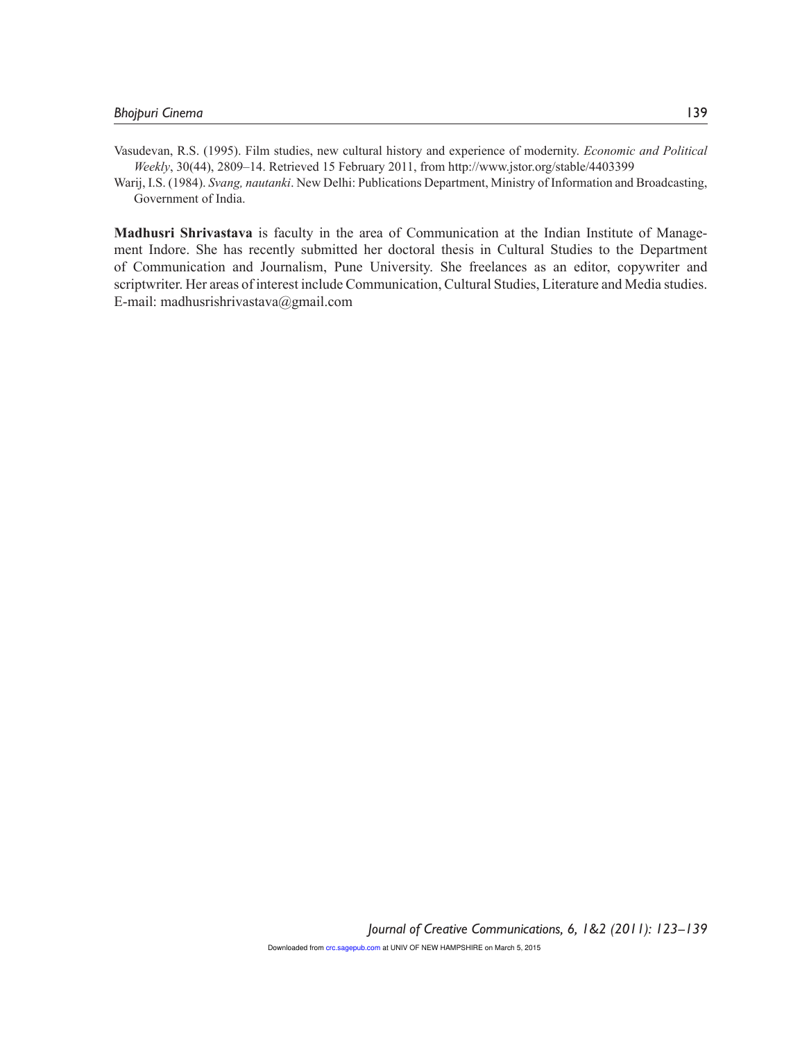Vasudevan, R.S. (1995). Film studies, new cultural history and experience of modernity. *Economic and Political Weekly*, 30(44), 2809–14. Retrieved 15 February 2011, from http://www.jstor.org/stable/4403399

Warij, I.S. (1984). *Svang, nautanki*. New Delhi: Publications Department, Ministry of Information and Broadcasting, Government of India.

**Madhusri Shrivastava** is faculty in the area of Communication at the Indian Institute of Management Indore. She has recently submitted her doctoral thesis in Cultural Studies to the Department of Communication and Journalism, Pune University. She freelances as an editor, copywriter and scriptwriter. Her areas of interest include Communication, Cultural Studies, Literature and Media studies. E-mail: madhusrishrivastava@gmail.com